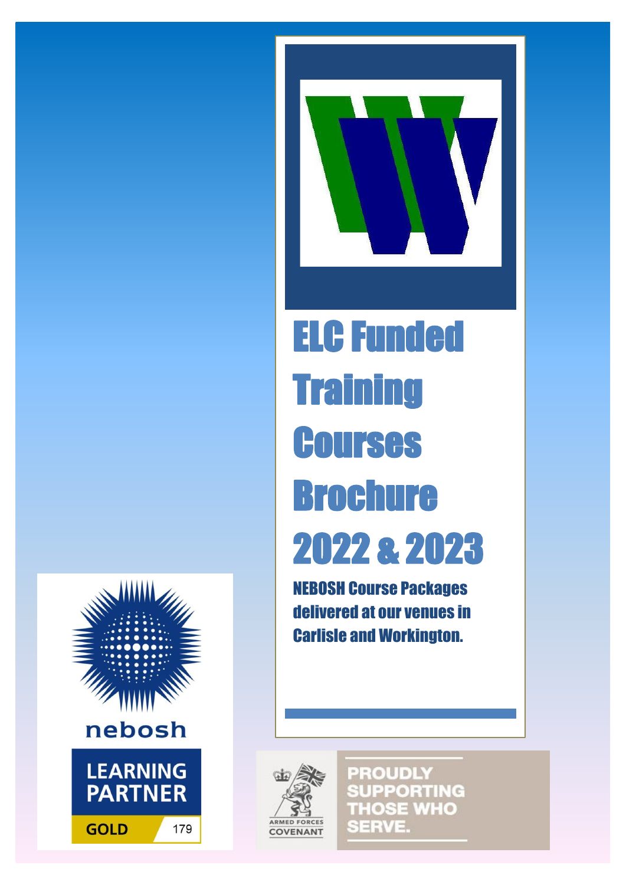# ELC Funded Training Courses Brochure 2022 & 2023

**NEBOSH Course Packages delivered at our venues in Carlisle and Workington.**

nebosh

LEARNING PARTNER

GOLD 179

ARMED FORCES COVENANT

PROUDLY SUPPORTING THOSE WHO SERVE.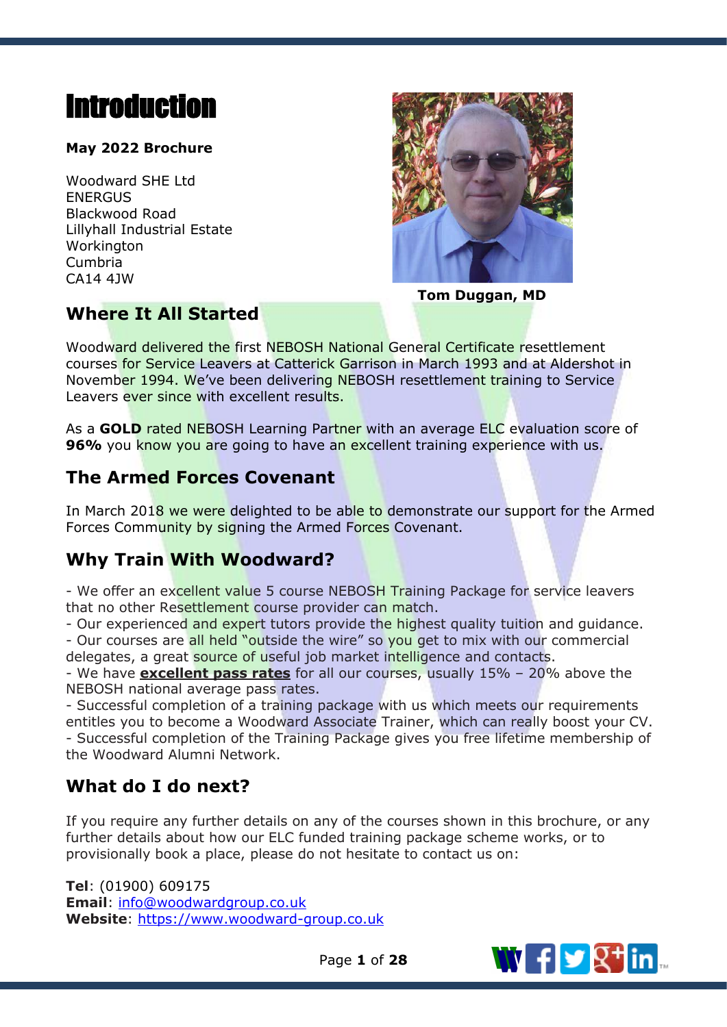# Introduction

**May 2022 Brochure**

Woodward SHE Ltd
ENERGUS
Blackwood Road
Lillyhall Industrial Estate
Workington
Cumbria
CA14 4JW

**Tom Duggan, MD**

## Where It All Started

Woodward delivered the first NEBOSH National General Certificate resettlement courses for Service Leavers at Catterick Garrison in March 1993 and at Aldershot in November 1994. We've been delivering NEBOSH resettlement training to Service Leavers ever since with excellent results.

As a **GOLD** rated NEBOSH Learning Partner with an average ELC evaluation score of **96%** you know you are going to have an excellent training experience with us.

## The Armed Forces Covenant

In March 2018 we were delighted to be able to demonstrate our support for the Armed Forces Community by signing the Armed Forces Covenant.

## Why Train With Woodward?

- We offer an excellent value 5 course NEBOSH Training Package for service leavers that no other Resettlement course provider can match.
- Our experienced and expert tutors provide the highest quality tuition and guidance.
- Our courses are all held "outside the wire" so you get to mix with our commercial delegates, a great source of useful job market intelligence and contacts.
- We have **excellent pass rates** for all our courses, usually 15% – 20% above the NEBOSH national average pass rates.
- Successful completion of a training package with us which meets our requirements entitles you to become a Woodward Associate Trainer, which can really boost your CV.
- Successful completion of the Training Package gives you free lifetime membership of the Woodward Alumni Network.

## What do I do next?

If you require any further details on any of the courses shown in this brochure, or any further details about how our ELC funded training package scheme works, or to provisionally book a place, please do not hesitate to contact us on:

**Tel**: (01900) 609175
**Email**: info@woodwardgroup.co.uk
**Website**: https://www.woodward-group.co.uk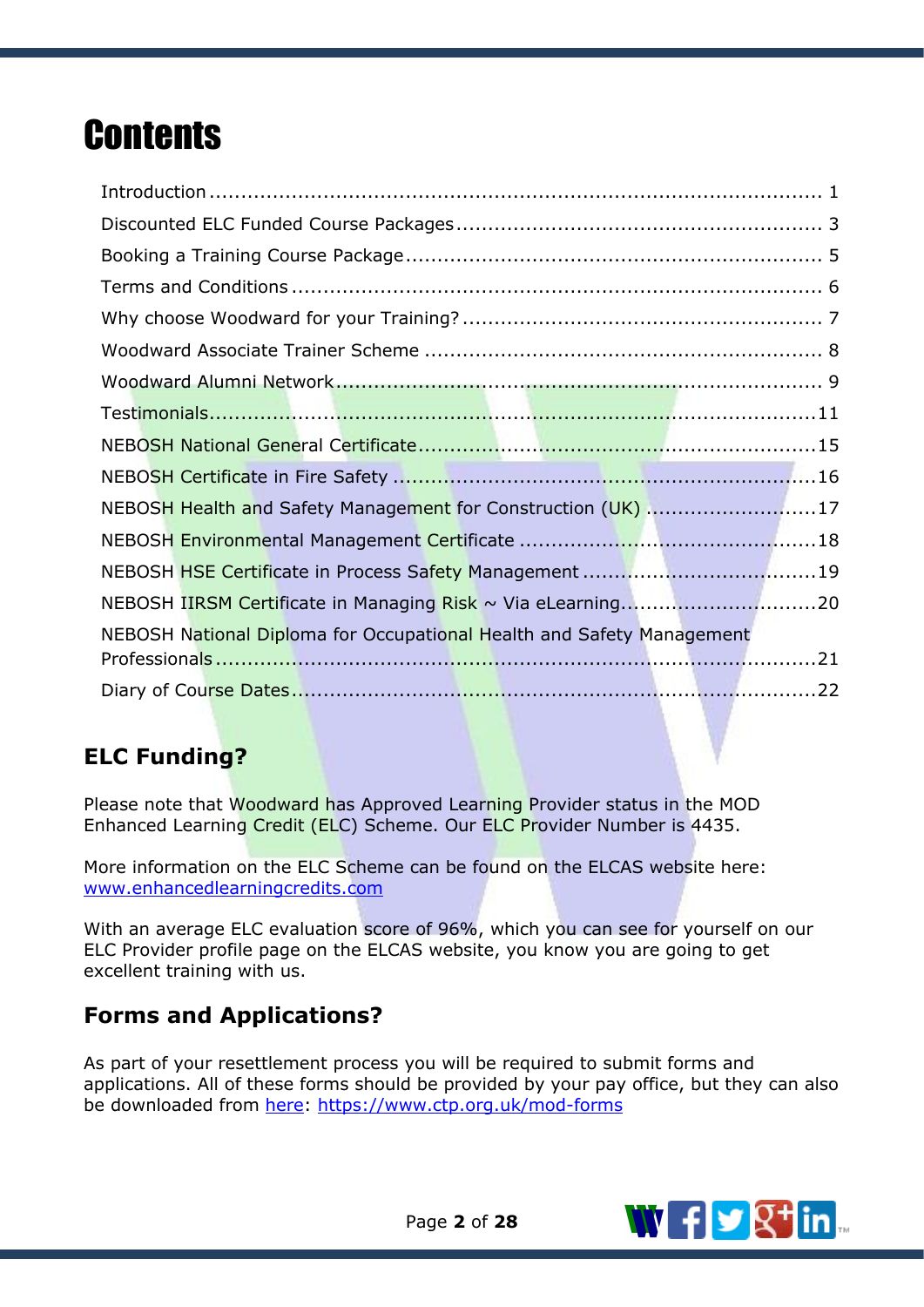# Contents

Introduction ................................................................................................ 1
Discounted ELC Funded Course Packages ........................................................ 3
Booking a Training Course Package ................................................................. 5
Terms and Conditions ................................................................................... 6
Why choose Woodward for your Training? ........................................................ 7
Woodward Associate Trainer Scheme .............................................................. 8
Woodward Alumni Network ............................................................................ 9
Testimonials ................................................................................................ 11
NEBOSH National General Certificate .............................................................. 15
NEBOSH Certificate in Fire Safety .................................................................. 16
NEBOSH Health and Safety Management for Construction (UK) ........................... 17
NEBOSH Environmental Management Certificate ............................................... 18
NEBOSH HSE Certificate in Process Safety Management ..................................... 19
NEBOSH IIRSM Certificate in Managing Risk ~ Via eLearning ............................... 20
NEBOSH National Diploma for Occupational Health and Safety Management Professionals ................................................................................................ 21
Diary of Course Dates ................................................................................... 22

## ELC Funding?

Please note that Woodward has Approved Learning Provider status in the MOD Enhanced Learning Credit (ELC) Scheme. Our ELC Provider Number is 4435.

More information on the ELC Scheme can be found on the ELCAS website here: [www.enhancedlearningcredits.com](www.enhancedlearningcredits.com)

With an average ELC evaluation score of 96%, which you can see for yourself on our ELC Provider profile page on the ELCAS website, you know you are going to get excellent training with us.

## Forms and Applications?

As part of your resettlement process you will be required to submit forms and applications. All of these forms should be provided by your pay office, but they can also be downloaded from here: [https://www.ctp.org.uk/mod-forms](https://www.ctp.org.uk/mod-forms)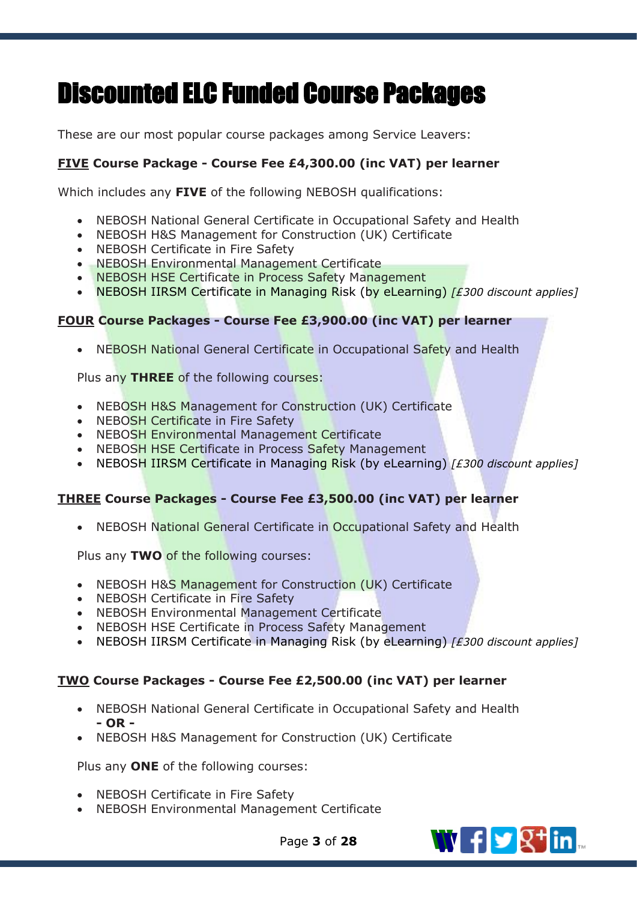# Discounted ELC Funded Course Packages

These are our most popular course packages among Service Leavers:

**<u>FIVE</u> Course Package - Course Fee £4,300.00 (inc VAT) per learner**

Which includes any **FIVE** of the following NEBOSH qualifications:

- NEBOSH National General Certificate in Occupational Safety and Health
- NEBOSH H&S Management for Construction (UK) Certificate
- NEBOSH Certificate in Fire Safety
- NEBOSH Environmental Management Certificate
- NEBOSH HSE Certificate in Process Safety Management
- NEBOSH IIRSM Certificate in Managing Risk (by eLearning) *[£300 discount applies]*

**<u>FOUR</u> Course Packages - Course Fee £3,900.00 (inc VAT) per learner**

- NEBOSH National General Certificate in Occupational Safety and Health

Plus any **THREE** of the following courses:

- NEBOSH H&S Management for Construction (UK) Certificate
- NEBOSH Certificate in Fire Safety
- NEBOSH Environmental Management Certificate
- NEBOSH HSE Certificate in Process Safety Management
- NEBOSH IIRSM Certificate in Managing Risk (by eLearning) *[£300 discount applies]*

**<u>THREE</u> Course Packages - Course Fee £3,500.00 (inc VAT) per learner**

- NEBOSH National General Certificate in Occupational Safety and Health

Plus any **TWO** of the following courses:

- NEBOSH H&S Management for Construction (UK) Certificate
- NEBOSH Certificate in Fire Safety
- NEBOSH Environmental Management Certificate
- NEBOSH HSE Certificate in Process Safety Management
- NEBOSH IIRSM Certificate in Managing Risk (by eLearning) *[£300 discount applies]*

**<u>TWO</u> Course Packages - Course Fee £2,500.00 (inc VAT) per learner**

- NEBOSH National General Certificate in Occupational Safety and Health
  **- OR -**
- NEBOSH H&S Management for Construction (UK) Certificate

Plus any **ONE** of the following courses:

- NEBOSH Certificate in Fire Safety
- NEBOSH Environmental Management Certificate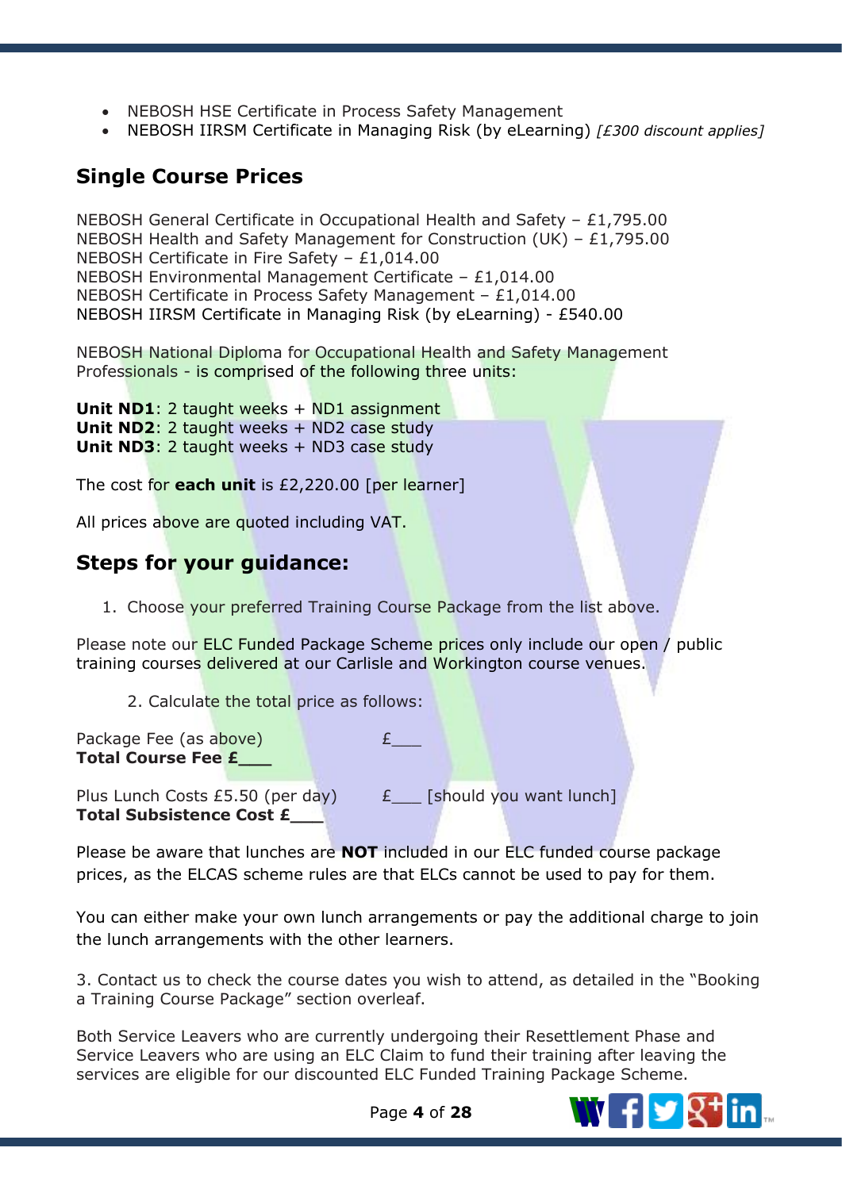- NEBOSH HSE Certificate in Process Safety Management
- NEBOSH IIRSM Certificate in Managing Risk (by eLearning) *[£300 discount applies]*

## Single Course Prices

NEBOSH General Certificate in Occupational Health and Safety – £1,795.00
NEBOSH Health and Safety Management for Construction (UK) – £1,795.00
NEBOSH Certificate in Fire Safety – £1,014.00
NEBOSH Environmental Management Certificate – £1,014.00
NEBOSH Certificate in Process Safety Management – £1,014.00
NEBOSH IIRSM Certificate in Managing Risk (by eLearning) - £540.00

NEBOSH National Diploma for Occupational Health and Safety Management Professionals - is comprised of the following three units:

**Unit ND1**: 2 taught weeks + ND1 assignment
**Unit ND2**: 2 taught weeks + ND2 case study
**Unit ND3**: 2 taught weeks + ND3 case study

The cost for **each unit** is £2,220.00 [per learner]

All prices above are quoted including VAT.

## Steps for your guidance:

1. Choose your preferred Training Course Package from the list above.

Please note our ELC Funded Package Scheme prices only include our open / public training courses delivered at our Carlisle and Workington course venues.

2. Calculate the total price as follows:

Package Fee (as above) £___
**Total Course Fee £___**

Plus Lunch Costs £5.50 (per day) £___ [should you want lunch]
**Total Subsistence Cost £___**

Please be aware that lunches are **NOT** included in our ELC funded course package prices, as the ELCAS scheme rules are that ELCs cannot be used to pay for them.

You can either make your own lunch arrangements or pay the additional charge to join the lunch arrangements with the other learners.

3. Contact us to check the course dates you wish to attend, as detailed in the "Booking a Training Course Package" section overleaf.

Both Service Leavers who are currently undergoing their Resettlement Phase and Service Leavers who are using an ELC Claim to fund their training after leaving the services are eligible for our discounted ELC Funded Training Package Scheme.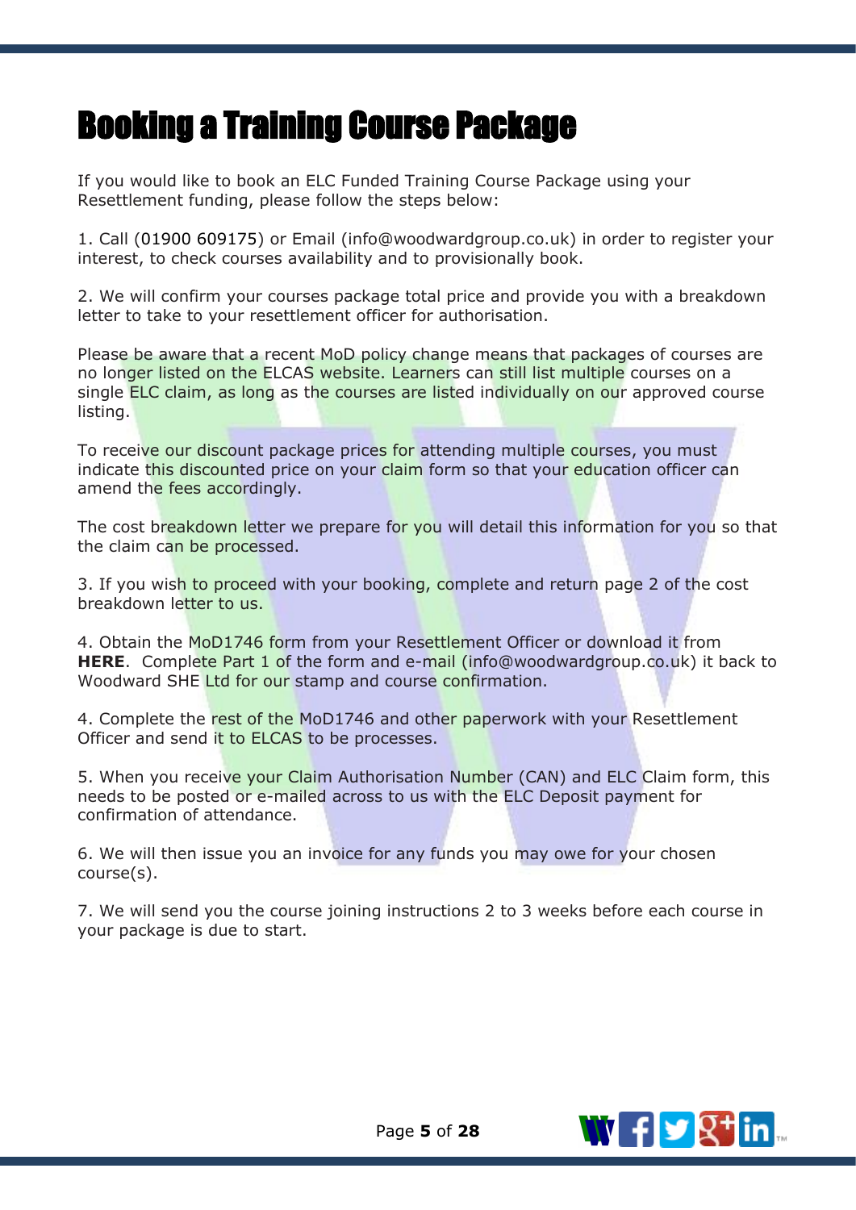# Booking a Training Course Package

If you would like to book an ELC Funded Training Course Package using your Resettlement funding, please follow the steps below:

1. Call (01900 609175) or Email (info@woodwardgroup.co.uk) in order to register your interest, to check courses availability and to provisionally book.

2. We will confirm your courses package total price and provide you with a breakdown letter to take to your resettlement officer for authorisation.

Please be aware that a recent MoD policy change means that packages of courses are no longer listed on the ELCAS website. Learners can still list multiple courses on a single ELC claim, as long as the courses are listed individually on our approved course listing.

To receive our discount package prices for attending multiple courses, you must indicate this discounted price on your claim form so that your education officer can amend the fees accordingly.

The cost breakdown letter we prepare for you will detail this information for you so that the claim can be processed.

3. If you wish to proceed with your booking, complete and return page 2 of the cost breakdown letter to us.

4. Obtain the MoD1746 form from your Resettlement Officer or download it from **HERE**. Complete Part 1 of the form and e-mail (info@woodwardgroup.co.uk) it back to Woodward SHE Ltd for our stamp and course confirmation.

4. Complete the rest of the MoD1746 and other paperwork with your Resettlement Officer and send it to ELCAS to be processes.

5. When you receive your Claim Authorisation Number (CAN) and ELC Claim form, this needs to be posted or e-mailed across to us with the ELC Deposit payment for confirmation of attendance.

6. We will then issue you an invoice for any funds you may owe for your chosen course(s).

7. We will send you the course joining instructions 2 to 3 weeks before each course in your package is due to start.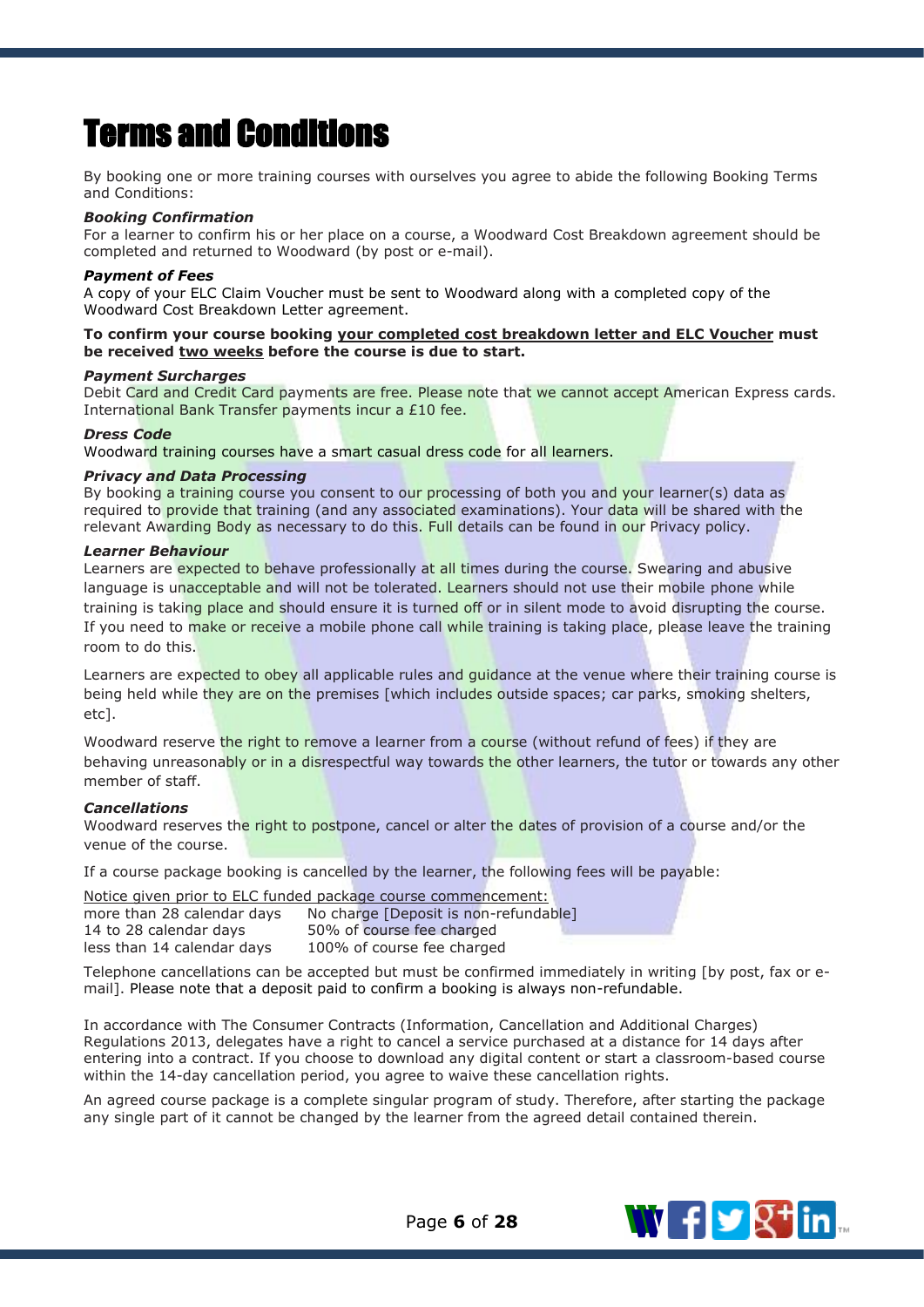# Terms and Conditions

By booking one or more training courses with ourselves you agree to abide the following Booking Terms and Conditions:

***Booking Confirmation***

For a learner to confirm his or her place on a course, a Woodward Cost Breakdown agreement should be completed and returned to Woodward (by post or e-mail).

***Payment of Fees***

A copy of your ELC Claim Voucher must be sent to Woodward along with a completed copy of the Woodward Cost Breakdown Letter agreement.

**To confirm your course booking <u>your completed cost breakdown letter and ELC Voucher</u> must be received <u>two weeks</u> before the course is due to start.**

***Payment Surcharges***

Debit Card and Credit Card payments are free. Please note that we cannot accept American Express cards. International Bank Transfer payments incur a £10 fee.

***Dress Code***

Woodward training courses have a smart casual dress code for all learners.

***Privacy and Data Processing***

By booking a training course you consent to our processing of both you and your learner(s) data as required to provide that training (and any associated examinations). Your data will be shared with the relevant Awarding Body as necessary to do this. Full details can be found in our Privacy policy.

***Learner Behaviour***

Learners are expected to behave professionally at all times during the course. Swearing and abusive language is unacceptable and will not be tolerated. Learners should not use their mobile phone while training is taking place and should ensure it is turned off or in silent mode to avoid disrupting the course. If you need to make or receive a mobile phone call while training is taking place, please leave the training room to do this.

Learners are expected to obey all applicable rules and guidance at the venue where their training course is being held while they are on the premises [which includes outside spaces; car parks, smoking shelters, etc].

Woodward reserve the right to remove a learner from a course (without refund of fees) if they are behaving unreasonably or in a disrespectful way towards the other learners, the tutor or towards any other member of staff.

***Cancellations***

Woodward reserves the right to postpone, cancel or alter the dates of provision of a course and/or the venue of the course.

If a course package booking is cancelled by the learner, the following fees will be payable:

<u>Notice given prior to ELC funded package course commencement:</u>

| | |
|---|---|
| more than 28 calendar days | No charge [Deposit is non-refundable] |
| 14 to 28 calendar days | 50% of course fee charged |
| less than 14 calendar days | 100% of course fee charged |

Telephone cancellations can be accepted but must be confirmed immediately in writing [by post, fax or e-mail]. Please note that a deposit paid to confirm a booking is always non-refundable.

In accordance with The Consumer Contracts (Information, Cancellation and Additional Charges) Regulations 2013, delegates have a right to cancel a service purchased at a distance for 14 days after entering into a contract. If you choose to download any digital content or start a classroom-based course within the 14-day cancellation period, you agree to waive these cancellation rights.

An agreed course package is a complete singular program of study. Therefore, after starting the package any single part of it cannot be changed by the learner from the agreed detail contained therein.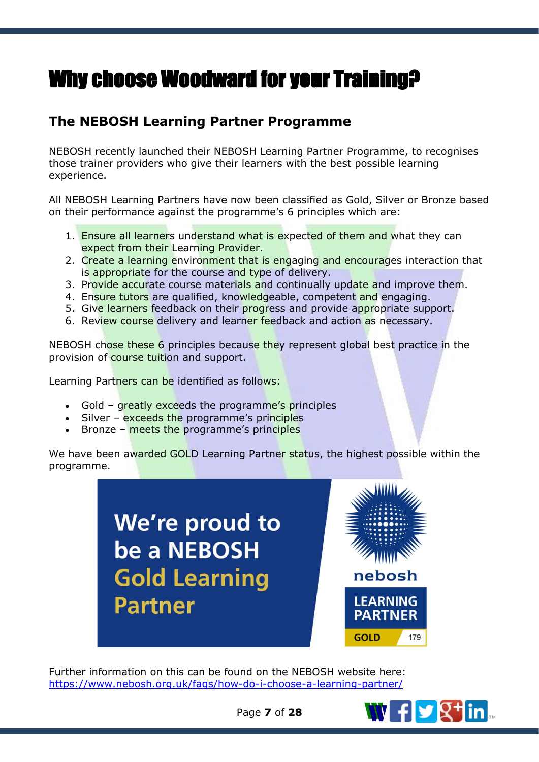# Why choose Woodward for your Training?

## The NEBOSH Learning Partner Programme

NEBOSH recently launched their NEBOSH Learning Partner Programme, to recognises those trainer providers who give their learners with the best possible learning experience.

All NEBOSH Learning Partners have now been classified as Gold, Silver or Bronze based on their performance against the programme's 6 principles which are:

1. Ensure all learners understand what is expected of them and what they can expect from their Learning Provider.
2. Create a learning environment that is engaging and encourages interaction that is appropriate for the course and type of delivery.
3. Provide accurate course materials and continually update and improve them.
4. Ensure tutors are qualified, knowledgeable, competent and engaging.
5. Give learners feedback on their progress and provide appropriate support.
6. Review course delivery and learner feedback and action as necessary.

NEBOSH chose these 6 principles because they represent global best practice in the provision of course tuition and support.

Learning Partners can be identified as follows:

- Gold – greatly exceeds the programme's principles
- Silver – exceeds the programme's principles
- Bronze – meets the programme's principles

We have been awarded GOLD Learning Partner status, the highest possible within the programme.

We're proud to be a NEBOSH Gold Learning Partner

nebosh LEARNING PARTNER GOLD 179

Further information on this can be found on the NEBOSH website here: https://www.nebosh.org.uk/faqs/how-do-i-choose-a-learning-partner/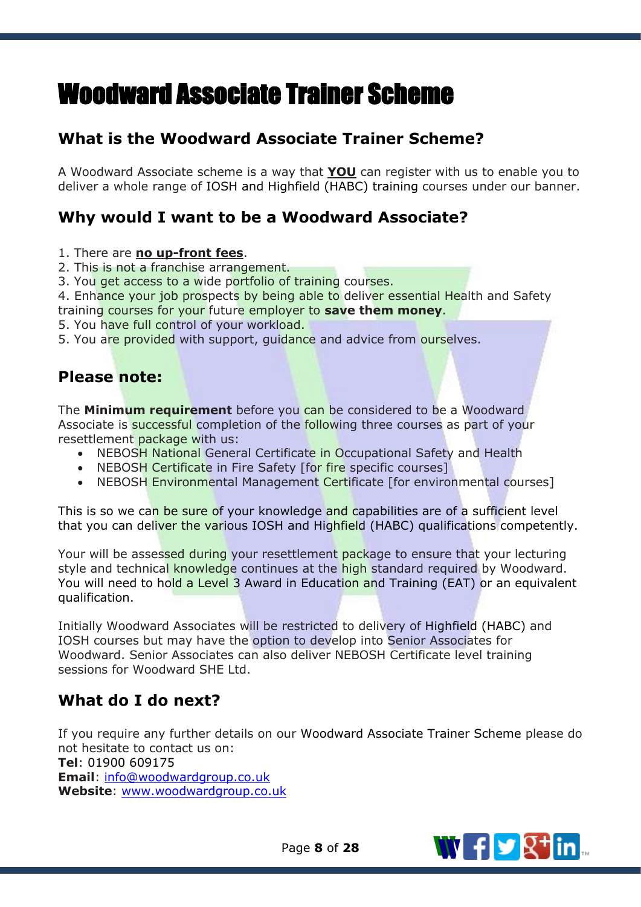# Woodward Associate Trainer Scheme

## What is the Woodward Associate Trainer Scheme?

A Woodward Associate scheme is a way that **YOU** can register with us to enable you to deliver a whole range of IOSH and Highfield (HABC) training courses under our banner.

## Why would I want to be a Woodward Associate?

1. There are **no up-front fees**.
2. This is not a franchise arrangement.
3. You get access to a wide portfolio of training courses.
4. Enhance your job prospects by being able to deliver essential Health and Safety training courses for your future employer to **save them money**.
5. You have full control of your workload.
5. You are provided with support, guidance and advice from ourselves.

## Please note:

The **Minimum requirement** before you can be considered to be a Woodward Associate is successful completion of the following three courses as part of your resettlement package with us:

- NEBOSH National General Certificate in Occupational Safety and Health
- NEBOSH Certificate in Fire Safety [for fire specific courses]
- NEBOSH Environmental Management Certificate [for environmental courses]

This is so we can be sure of your knowledge and capabilities are of a sufficient level that you can deliver the various IOSH and Highfield (HABC) qualifications competently.

Your will be assessed during your resettlement package to ensure that your lecturing style and technical knowledge continues at the high standard required by Woodward. You will need to hold a Level 3 Award in Education and Training (EAT) or an equivalent qualification.

Initially Woodward Associates will be restricted to delivery of Highfield (HABC) and IOSH courses but may have the option to develop into Senior Associates for Woodward. Senior Associates can also deliver NEBOSH Certificate level training sessions for Woodward SHE Ltd.

## What do I do next?

If you require any further details on our Woodward Associate Trainer Scheme please do not hesitate to contact us on:
**Tel**: 01900 609175
**Email**: info@woodwardgroup.co.uk
**Website**: www.woodwardgroup.co.uk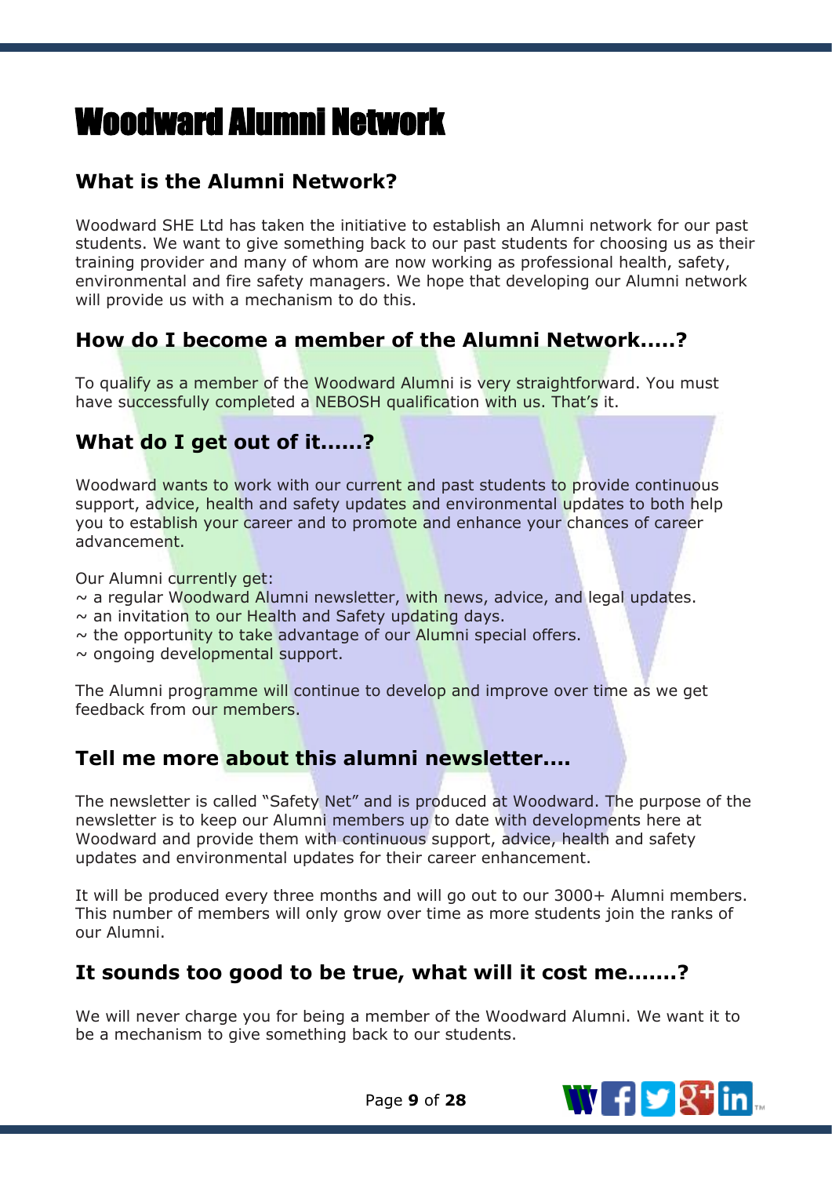# Woodward Alumni Network

## What is the Alumni Network?

Woodward SHE Ltd has taken the initiative to establish an Alumni network for our past students. We want to give something back to our past students for choosing us as their training provider and many of whom are now working as professional health, safety, environmental and fire safety managers. We hope that developing our Alumni network will provide us with a mechanism to do this.

## How do I become a member of the Alumni Network.....?

To qualify as a member of the Woodward Alumni is very straightforward. You must have successfully completed a NEBOSH qualification with us. That's it.

## What do I get out of it......?

Woodward wants to work with our current and past students to provide continuous support, advice, health and safety updates and environmental updates to both help you to establish your career and to promote and enhance your chances of career advancement.

Our Alumni currently get:
~ a regular Woodward Alumni newsletter, with news, advice, and legal updates.
~ an invitation to our Health and Safety updating days.
~ the opportunity to take advantage of our Alumni special offers.
~ ongoing developmental support.

The Alumni programme will continue to develop and improve over time as we get feedback from our members.

## Tell me more about this alumni newsletter....

The newsletter is called "Safety Net" and is produced at Woodward. The purpose of the newsletter is to keep our Alumni members up to date with developments here at Woodward and provide them with continuous support, advice, health and safety updates and environmental updates for their career enhancement.

It will be produced every three months and will go out to our 3000+ Alumni members. This number of members will only grow over time as more students join the ranks of our Alumni.

## It sounds too good to be true, what will it cost me.......?

We will never charge you for being a member of the Woodward Alumni. We want it to be a mechanism to give something back to our students.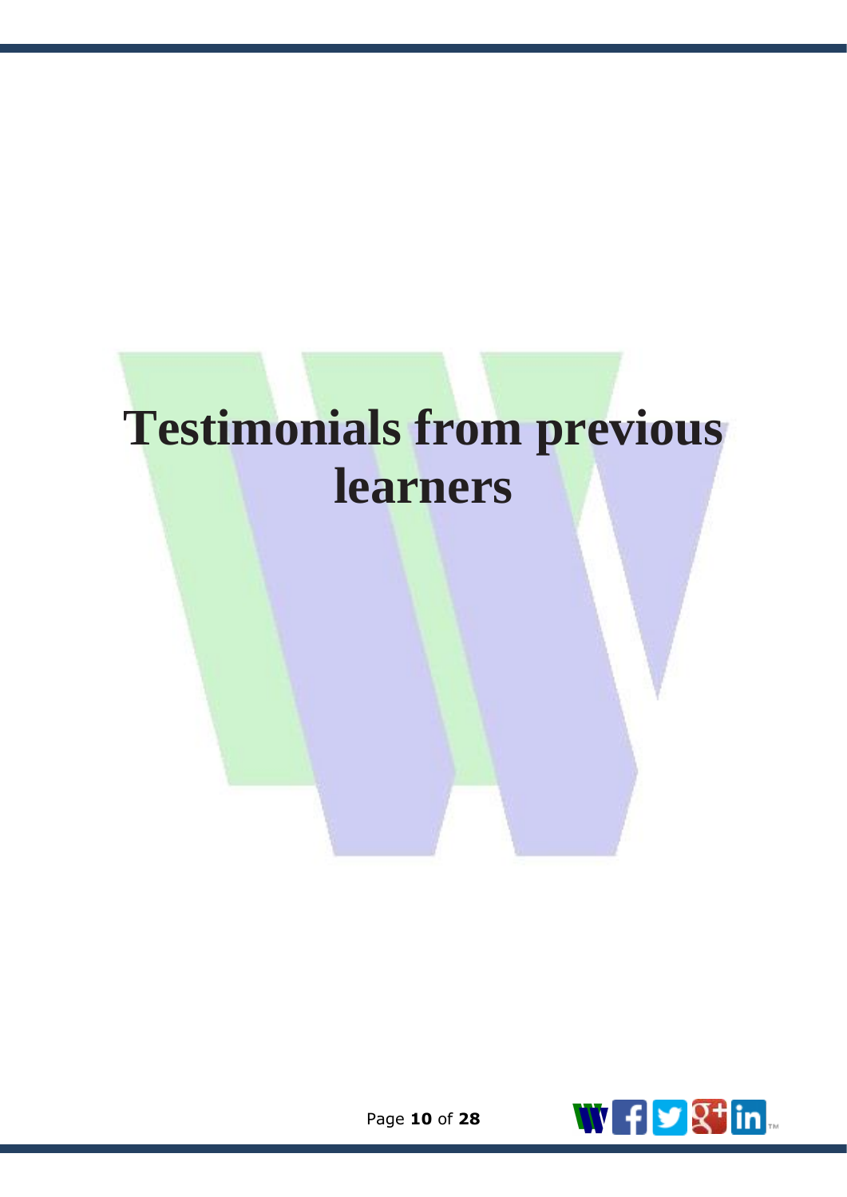# Testimonials from previous learners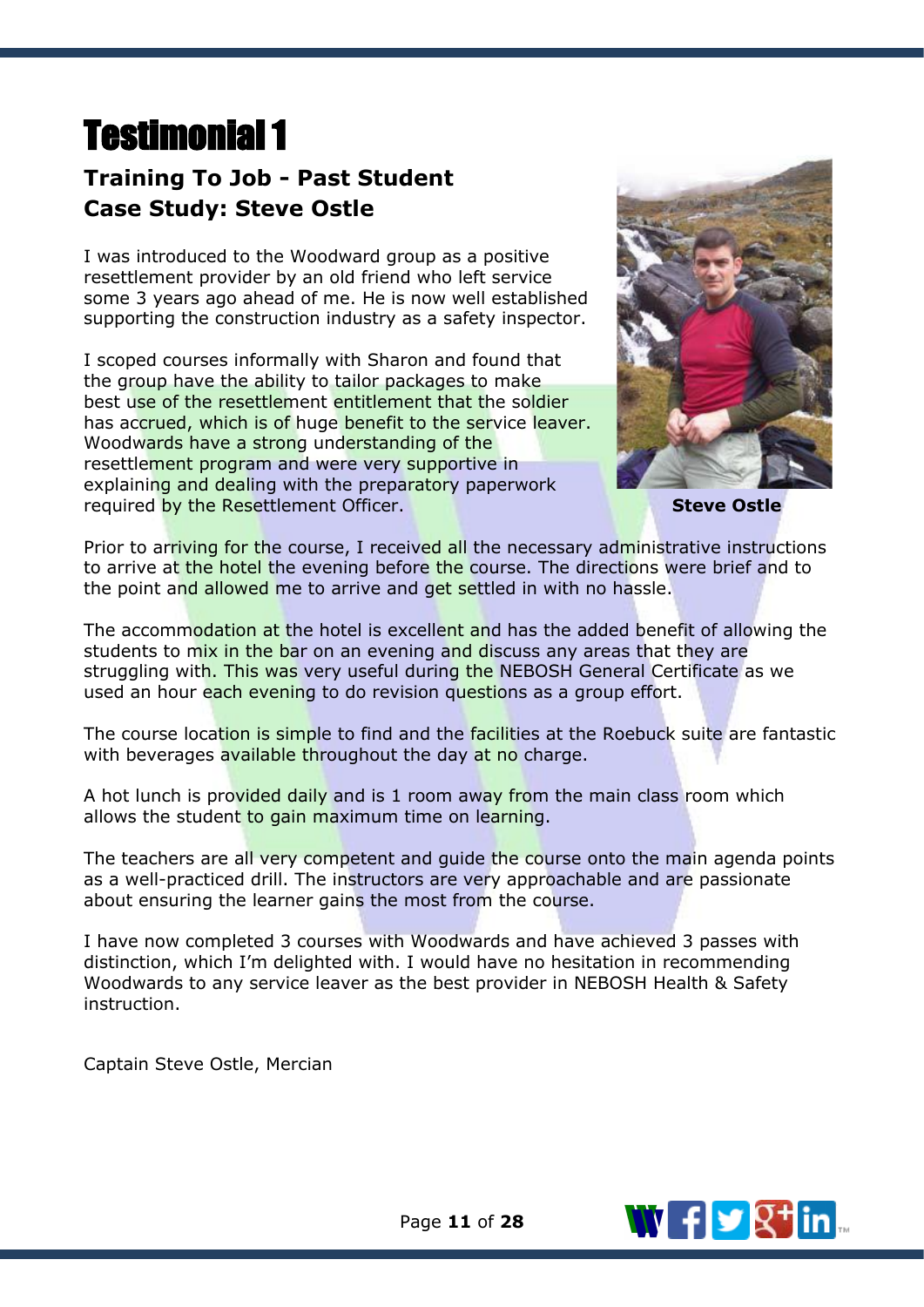# Testimonial 1

## Training To Job - Past Student
## Case Study: Steve Ostle

I was introduced to the Woodward group as a positive resettlement provider by an old friend who left service some 3 years ago ahead of me. He is now well established supporting the construction industry as a safety inspector.

I scoped courses informally with Sharon and found that the group have the ability to tailor packages to make best use of the resettlement entitlement that the soldier has accrued, which is of huge benefit to the service leaver. Woodwards have a strong understanding of the resettlement program and were very supportive in explaining and dealing with the preparatory paperwork required by the Resettlement Officer.

**Steve Ostle**

Prior to arriving for the course, I received all the necessary administrative instructions to arrive at the hotel the evening before the course. The directions were brief and to the point and allowed me to arrive and get settled in with no hassle.

The accommodation at the hotel is excellent and has the added benefit of allowing the students to mix in the bar on an evening and discuss any areas that they are struggling with. This was very useful during the NEBOSH General Certificate as we used an hour each evening to do revision questions as a group effort.

The course location is simple to find and the facilities at the Roebuck suite are fantastic with beverages available throughout the day at no charge.

A hot lunch is provided daily and is 1 room away from the main class room which allows the student to gain maximum time on learning.

The teachers are all very competent and guide the course onto the main agenda points as a well-practiced drill. The instructors are very approachable and are passionate about ensuring the learner gains the most from the course.

I have now completed 3 courses with Woodwards and have achieved 3 passes with distinction, which I'm delighted with. I would have no hesitation in recommending Woodwards to any service leaver as the best provider in NEBOSH Health & Safety instruction.

Captain Steve Ostle, Mercian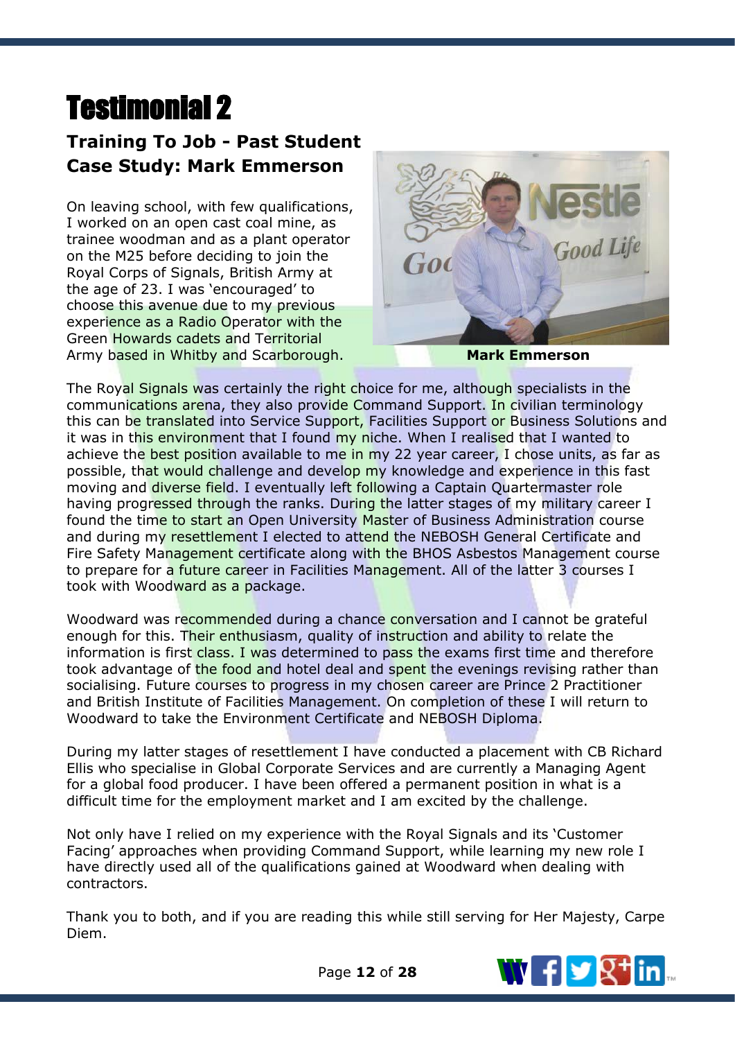# Testimonial 2

## Training To Job - Past Student Case Study: Mark Emmerson

On leaving school, with few qualifications, I worked on an open cast coal mine, as trainee woodman and as a plant operator on the M25 before deciding to join the Royal Corps of Signals, British Army at the age of 23. I was 'encouraged' to choose this avenue due to my previous experience as a Radio Operator with the Green Howards cadets and Territorial Army based in Whitby and Scarborough.

**Mark Emmerson**

The Royal Signals was certainly the right choice for me, although specialists in the communications arena, they also provide Command Support. In civilian terminology this can be translated into Service Support, Facilities Support or Business Solutions and it was in this environment that I found my niche. When I realised that I wanted to achieve the best position available to me in my 22 year career, I chose units, as far as possible, that would challenge and develop my knowledge and experience in this fast moving and diverse field. I eventually left following a Captain Quartermaster role having progressed through the ranks. During the latter stages of my military career I found the time to start an Open University Master of Business Administration course and during my resettlement I elected to attend the NEBOSH General Certificate and Fire Safety Management certificate along with the BHOS Asbestos Management course to prepare for a future career in Facilities Management. All of the latter 3 courses I took with Woodward as a package.

Woodward was recommended during a chance conversation and I cannot be grateful enough for this. Their enthusiasm, quality of instruction and ability to relate the information is first class. I was determined to pass the exams first time and therefore took advantage of the food and hotel deal and spent the evenings revising rather than socialising. Future courses to progress in my chosen career are Prince 2 Practitioner and British Institute of Facilities Management. On completion of these I will return to Woodward to take the Environment Certificate and NEBOSH Diploma.

During my latter stages of resettlement I have conducted a placement with CB Richard Ellis who specialise in Global Corporate Services and are currently a Managing Agent for a global food producer. I have been offered a permanent position in what is a difficult time for the employment market and I am excited by the challenge.

Not only have I relied on my experience with the Royal Signals and its 'Customer Facing' approaches when providing Command Support, while learning my new role I have directly used all of the qualifications gained at Woodward when dealing with contractors.

Thank you to both, and if you are reading this while still serving for Her Majesty, Carpe Diem.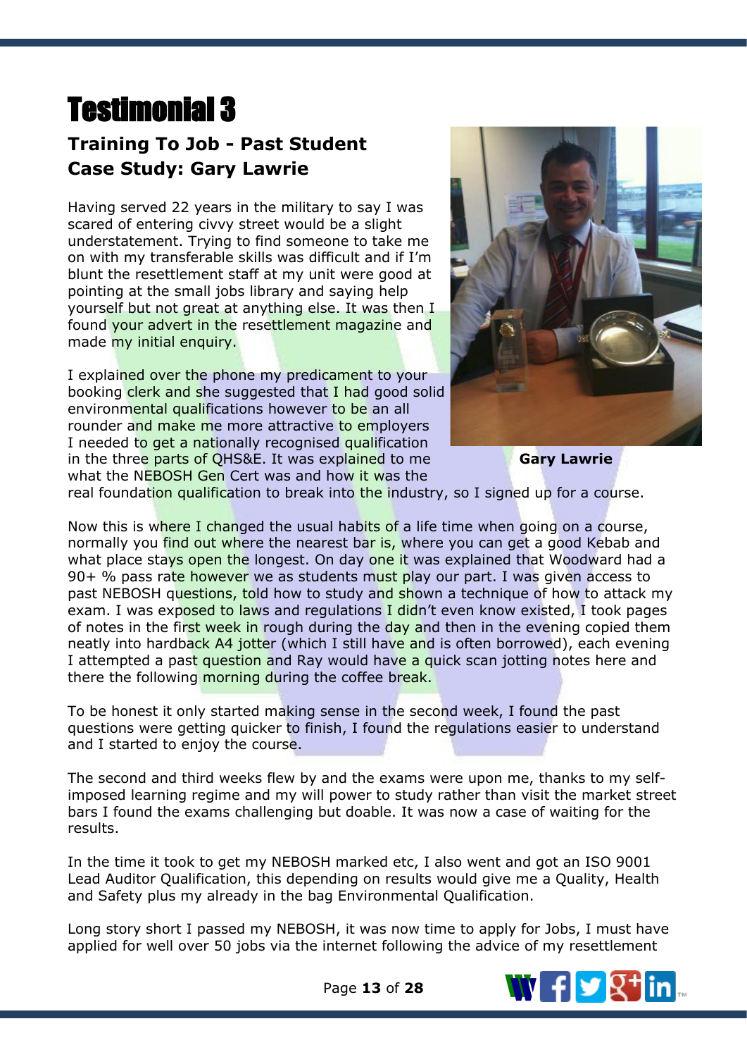# Testimonial 3

## Training To Job - Past Student Case Study: Gary Lawrie

Having served 22 years in the military to say I was scared of entering civvy street would be a slight understatement. Trying to find someone to take me on with my transferable skills was difficult and if I'm blunt the resettlement staff at my unit were good at pointing at the small jobs library and saying help yourself but not great at anything else. It was then I found your advert in the resettlement magazine and made my initial enquiry.

I explained over the phone my predicament to your booking clerk and she suggested that I had good solid environmental qualifications however to be an all rounder and make me more attractive to employers I needed to get a nationally recognised qualification in the three parts of QHS&E. It was explained to me what the NEBOSH Gen Cert was and how it was the real foundation qualification to break into the industry, so I signed up for a course.

**Gary Lawrie**

Now this is where I changed the usual habits of a life time when going on a course, normally you find out where the nearest bar is, where you can get a good Kebab and what place stays open the longest. On day one it was explained that Woodward had a 90+ % pass rate however we as students must play our part. I was given access to past NEBOSH questions, told how to study and shown a technique of how to attack my exam. I was exposed to laws and regulations I didn't even know existed, I took pages of notes in the first week in rough during the day and then in the evening copied them neatly into hardback A4 jotter (which I still have and is often borrowed), each evening I attempted a past question and Ray would have a quick scan jotting notes here and there the following morning during the coffee break.

To be honest it only started making sense in the second week, I found the past questions were getting quicker to finish, I found the regulations easier to understand and I started to enjoy the course.

The second and third weeks flew by and the exams were upon me, thanks to my self-imposed learning regime and my will power to study rather than visit the market street bars I found the exams challenging but doable. It was now a case of waiting for the results.

In the time it took to get my NEBOSH marked etc, I also went and got an ISO 9001 Lead Auditor Qualification, this depending on results would give me a Quality, Health and Safety plus my already in the bag Environmental Qualification.

Long story short I passed my NEBOSH, it was now time to apply for Jobs, I must have applied for well over 50 jobs via the internet following the advice of my resettlement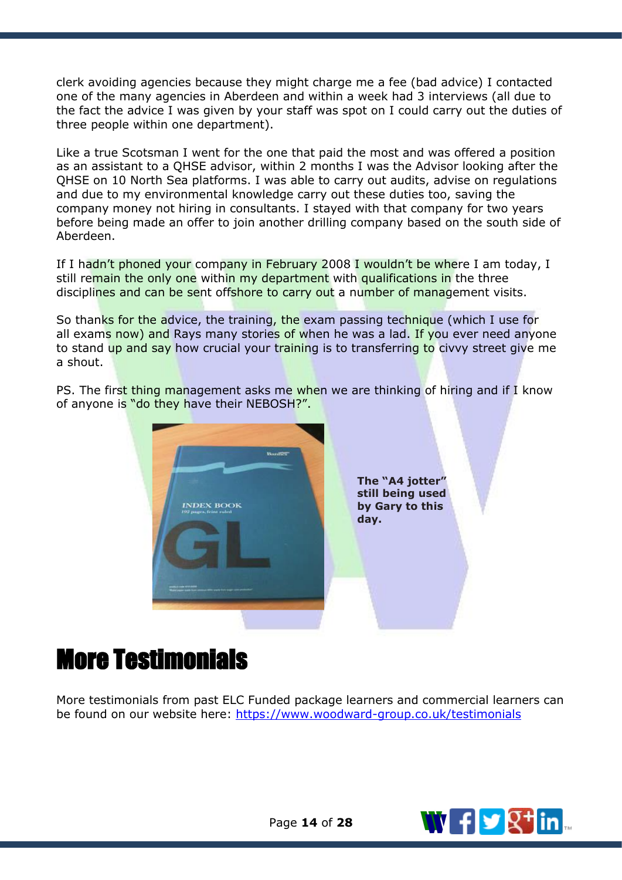clerk avoiding agencies because they might charge me a fee (bad advice) I contacted one of the many agencies in Aberdeen and within a week had 3 interviews (all due to the fact the advice I was given by your staff was spot on I could carry out the duties of three people within one department).

Like a true Scotsman I went for the one that paid the most and was offered a position as an assistant to a QHSE advisor, within 2 months I was the Advisor looking after the QHSE on 10 North Sea platforms. I was able to carry out audits, advise on regulations and due to my environmental knowledge carry out these duties too, saving the company money not hiring in consultants. I stayed with that company for two years before being made an offer to join another drilling company based on the south side of Aberdeen.

If I hadn't phoned your company in February 2008 I wouldn't be where I am today, I still remain the only one within my department with qualifications in the three disciplines and can be sent offshore to carry out a number of management visits.

So thanks for the advice, the training, the exam passing technique (which I use for all exams now) and Rays many stories of when he was a lad. If you ever need anyone to stand up and say how crucial your training is to transferring to civvy street give me a shout.

PS. The first thing management asks me when we are thinking of hiring and if I know of anyone is "do they have their NEBOSH?".

**The "A4 jotter" still being used by Gary to this day.**

# More Testimonials

More testimonials from past ELC Funded package learners and commercial learners can be found on our website here: https://www.woodward-group.co.uk/testimonials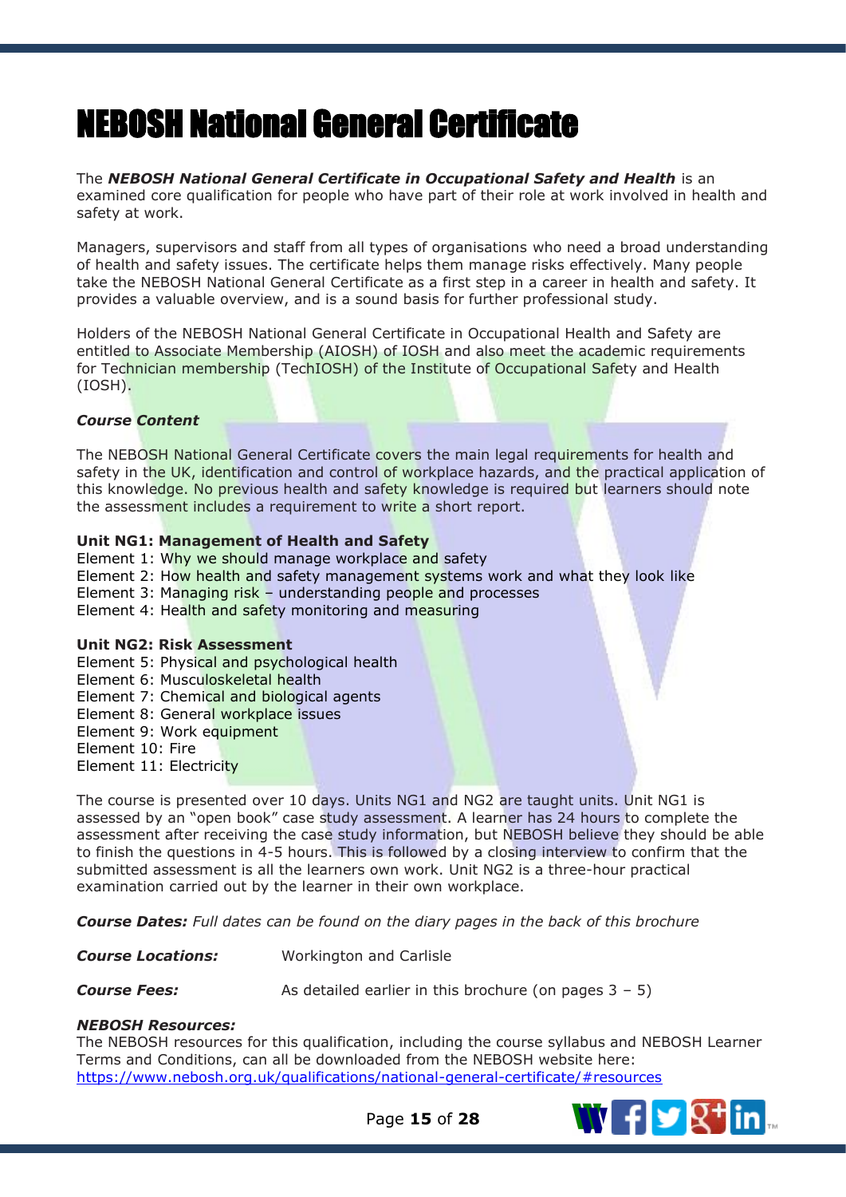# NEBOSH National General Certificate

The ***NEBOSH National General Certificate in Occupational Safety and Health*** is an examined core qualification for people who have part of their role at work involved in health and safety at work.

Managers, supervisors and staff from all types of organisations who need a broad understanding of health and safety issues. The certificate helps them manage risks effectively. Many people take the NEBOSH National General Certificate as a first step in a career in health and safety. It provides a valuable overview, and is a sound basis for further professional study.

Holders of the NEBOSH National General Certificate in Occupational Health and Safety are entitled to Associate Membership (AIOSH) of IOSH and also meet the academic requirements for Technician membership (TechIOSH) of the Institute of Occupational Safety and Health (IOSH).

***Course Content***

The NEBOSH National General Certificate covers the main legal requirements for health and safety in the UK, identification and control of workplace hazards, and the practical application of this knowledge. No previous health and safety knowledge is required but learners should note the assessment includes a requirement to write a short report.

**Unit NG1: Management of Health and Safety**
Element 1: Why we should manage workplace and safety
Element 2: How health and safety management systems work and what they look like
Element 3: Managing risk – understanding people and processes
Element 4: Health and safety monitoring and measuring

**Unit NG2: Risk Assessment**
Element 5: Physical and psychological health
Element 6: Musculoskeletal health
Element 7: Chemical and biological agents
Element 8: General workplace issues
Element 9: Work equipment
Element 10: Fire
Element 11: Electricity

The course is presented over 10 days. Units NG1 and NG2 are taught units. Unit NG1 is assessed by an "open book" case study assessment. A learner has 24 hours to complete the assessment after receiving the case study information, but NEBOSH believe they should be able to finish the questions in 4-5 hours. This is followed by a closing interview to confirm that the submitted assessment is all the learners own work. Unit NG2 is a three-hour practical examination carried out by the learner in their own workplace.

***Course Dates:*** *Full dates can be found on the diary pages in the back of this brochure*

***Course Locations:*** Workington and Carlisle

***Course Fees:*** As detailed earlier in this brochure (on pages 3 – 5)

***NEBOSH Resources:***
The NEBOSH resources for this qualification, including the course syllabus and NEBOSH Learner Terms and Conditions, can all be downloaded from the NEBOSH website here:
https://www.nebosh.org.uk/qualifications/national-general-certificate/#resources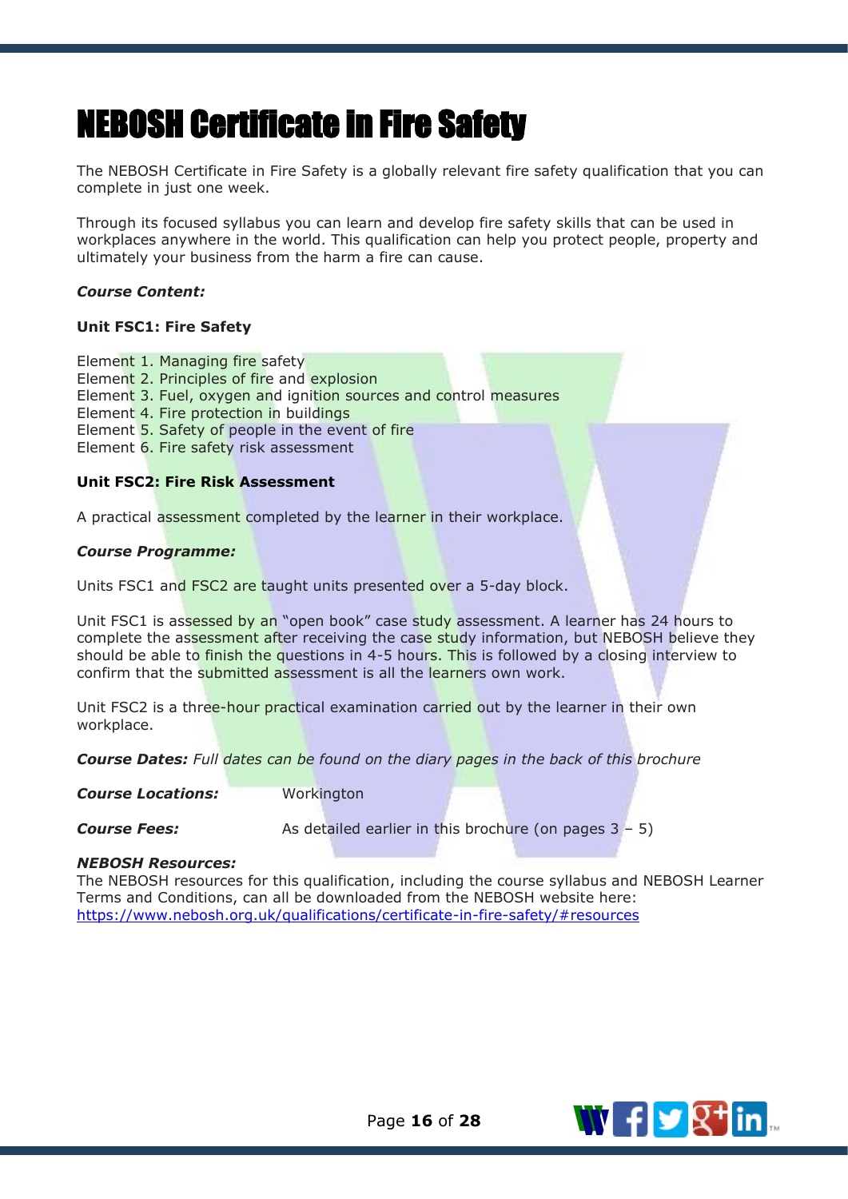# NEBOSH Certificate in Fire Safety

The NEBOSH Certificate in Fire Safety is a globally relevant fire safety qualification that you can complete in just one week.

Through its focused syllabus you can learn and develop fire safety skills that can be used in workplaces anywhere in the world. This qualification can help you protect people, property and ultimately your business from the harm a fire can cause.

***Course Content:***

**Unit FSC1: Fire Safety**

Element 1. Managing fire safety
Element 2. Principles of fire and explosion
Element 3. Fuel, oxygen and ignition sources and control measures
Element 4. Fire protection in buildings
Element 5. Safety of people in the event of fire
Element 6. Fire safety risk assessment

**Unit FSC2: Fire Risk Assessment**

A practical assessment completed by the learner in their workplace.

***Course Programme:***

Units FSC1 and FSC2 are taught units presented over a 5-day block.

Unit FSC1 is assessed by an "open book" case study assessment. A learner has 24 hours to complete the assessment after receiving the case study information, but NEBOSH believe they should be able to finish the questions in 4-5 hours. This is followed by a closing interview to confirm that the submitted assessment is all the learners own work.

Unit FSC2 is a three-hour practical examination carried out by the learner in their own workplace.

***Course Dates:*** *Full dates can be found on the diary pages in the back of this brochure*

***Course Locations:*** Workington

***Course Fees:*** As detailed earlier in this brochure (on pages 3 – 5)

***NEBOSH Resources:***
The NEBOSH resources for this qualification, including the course syllabus and NEBOSH Learner Terms and Conditions, can all be downloaded from the NEBOSH website here:
https://www.nebosh.org.uk/qualifications/certificate-in-fire-safety/#resources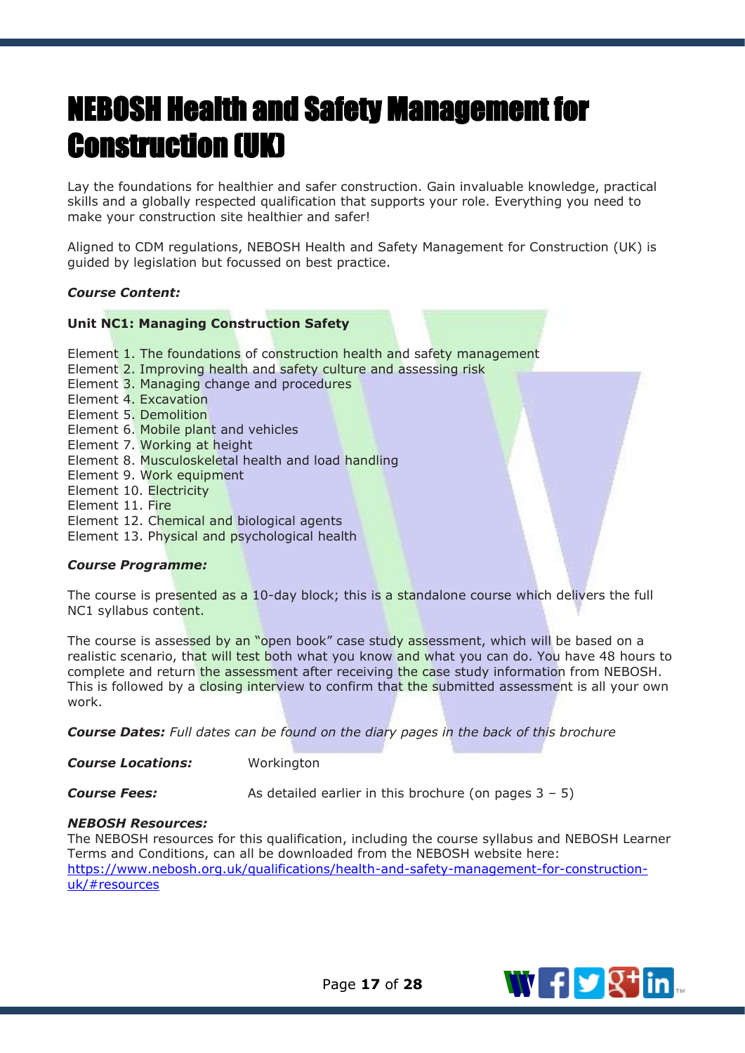# NEBOSH Health and Safety Management for Construction (UK)

Lay the foundations for healthier and safer construction. Gain invaluable knowledge, practical skills and a globally respected qualification that supports your role. Everything you need to make your construction site healthier and safer!

Aligned to CDM regulations, NEBOSH Health and Safety Management for Construction (UK) is guided by legislation but focussed on best practice.

***Course Content:***

**Unit NC1: Managing Construction Safety**

Element 1. The foundations of construction health and safety management
Element 2. Improving health and safety culture and assessing risk
Element 3. Managing change and procedures
Element 4. Excavation
Element 5. Demolition
Element 6. Mobile plant and vehicles
Element 7. Working at height
Element 8. Musculoskeletal health and load handling
Element 9. Work equipment
Element 10. Electricity
Element 11. Fire
Element 12. Chemical and biological agents
Element 13. Physical and psychological health

***Course Programme:***

The course is presented as a 10-day block; this is a standalone course which delivers the full NC1 syllabus content.

The course is assessed by an "open book" case study assessment, which will be based on a realistic scenario, that will test both what you know and what you can do. You have 48 hours to complete and return the assessment after receiving the case study information from NEBOSH. This is followed by a closing interview to confirm that the submitted assessment is all your own work.

***Course Dates:*** *Full dates can be found on the diary pages in the back of this brochure*

***Course Locations:*** Workington

***Course Fees:*** As detailed earlier in this brochure (on pages 3 – 5)

***NEBOSH Resources:***
The NEBOSH resources for this qualification, including the course syllabus and NEBOSH Learner Terms and Conditions, can all be downloaded from the NEBOSH website here:
[https://www.nebosh.org.uk/qualifications/health-and-safety-management-for-construction-uk/#resources](https://www.nebosh.org.uk/qualifications/health-and-safety-management-for-construction-uk/#resources)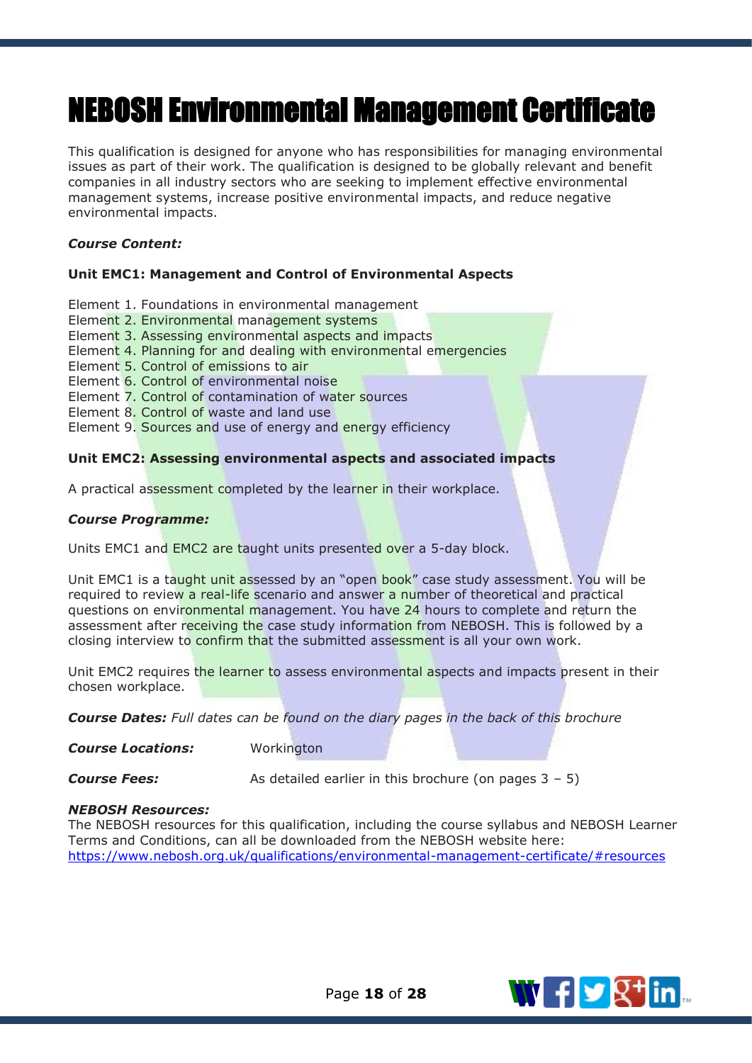# NEBOSH Environmental Management Certificate

This qualification is designed for anyone who has responsibilities for managing environmental issues as part of their work. The qualification is designed to be globally relevant and benefit companies in all industry sectors who are seeking to implement effective environmental management systems, increase positive environmental impacts, and reduce negative environmental impacts.

***Course Content:***

**Unit EMC1: Management and Control of Environmental Aspects**

Element 1. Foundations in environmental management
Element 2. Environmental management systems
Element 3. Assessing environmental aspects and impacts
Element 4. Planning for and dealing with environmental emergencies
Element 5. Control of emissions to air
Element 6. Control of environmental noise
Element 7. Control of contamination of water sources
Element 8. Control of waste and land use
Element 9. Sources and use of energy and energy efficiency

**Unit EMC2: Assessing environmental aspects and associated impacts**

A practical assessment completed by the learner in their workplace.

***Course Programme:***

Units EMC1 and EMC2 are taught units presented over a 5-day block.

Unit EMC1 is a taught unit assessed by an "open book" case study assessment. You will be required to review a real-life scenario and answer a number of theoretical and practical questions on environmental management. You have 24 hours to complete and return the assessment after receiving the case study information from NEBOSH. This is followed by a closing interview to confirm that the submitted assessment is all your own work.

Unit EMC2 requires the learner to assess environmental aspects and impacts present in their chosen workplace.

***Course Dates:*** *Full dates can be found on the diary pages in the back of this brochure*

***Course Locations:*** Workington

***Course Fees:*** As detailed earlier in this brochure (on pages 3 – 5)

***NEBOSH Resources:***
The NEBOSH resources for this qualification, including the course syllabus and NEBOSH Learner Terms and Conditions, can all be downloaded from the NEBOSH website here:
https://www.nebosh.org.uk/qualifications/environmental-management-certificate/#resources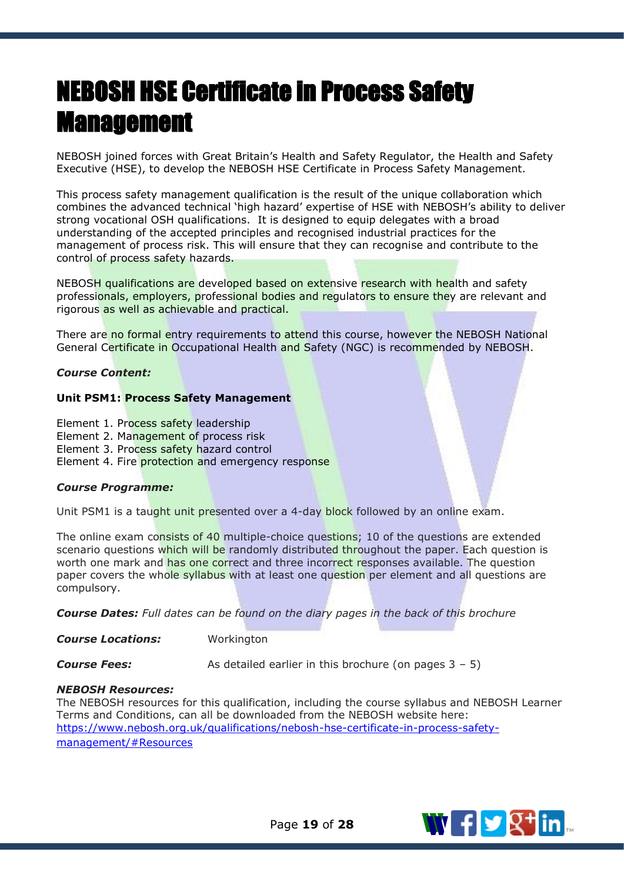# NEBOSH HSE Certificate in Process Safety Management

NEBOSH joined forces with Great Britain's Health and Safety Regulator, the Health and Safety Executive (HSE), to develop the NEBOSH HSE Certificate in Process Safety Management.

This process safety management qualification is the result of the unique collaboration which combines the advanced technical 'high hazard' expertise of HSE with NEBOSH's ability to deliver strong vocational OSH qualifications. It is designed to equip delegates with a broad understanding of the accepted principles and recognised industrial practices for the management of process risk. This will ensure that they can recognise and contribute to the control of process safety hazards.

NEBOSH qualifications are developed based on extensive research with health and safety professionals, employers, professional bodies and regulators to ensure they are relevant and rigorous as well as achievable and practical.

There are no formal entry requirements to attend this course, however the NEBOSH National General Certificate in Occupational Health and Safety (NGC) is recommended by NEBOSH.

***Course Content:***

**Unit PSM1: Process Safety Management**

Element 1. Process safety leadership
Element 2. Management of process risk
Element 3. Process safety hazard control
Element 4. Fire protection and emergency response

***Course Programme:***

Unit PSM1 is a taught unit presented over a 4-day block followed by an online exam.

The online exam consists of 40 multiple-choice questions; 10 of the questions are extended scenario questions which will be randomly distributed throughout the paper. Each question is worth one mark and has one correct and three incorrect responses available. The question paper covers the whole syllabus with at least one question per element and all questions are compulsory.

***Course Dates:*** *Full dates can be found on the diary pages in the back of this brochure*

***Course Locations:*** Workington

***Course Fees:*** As detailed earlier in this brochure (on pages 3 – 5)

***NEBOSH Resources:***
The NEBOSH resources for this qualification, including the course syllabus and NEBOSH Learner Terms and Conditions, can all be downloaded from the NEBOSH website here:
[https://www.nebosh.org.uk/qualifications/nebosh-hse-certificate-in-process-safety-management/#Resources](https://www.nebosh.org.uk/qualifications/nebosh-hse-certificate-in-process-safety-management/#Resources)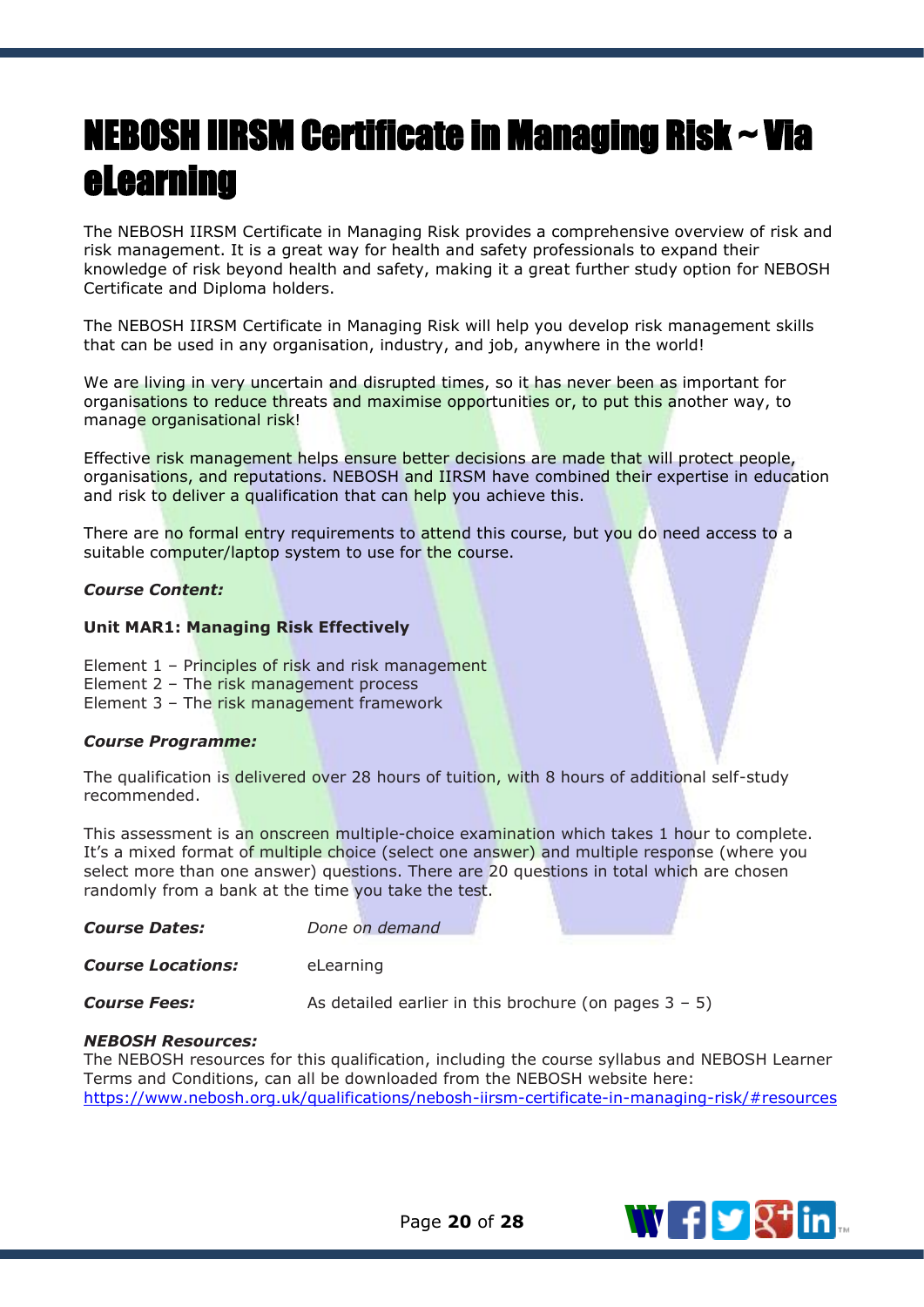# NEBOSH IIRSM Certificate in Managing Risk ~ Via eLearning

The NEBOSH IIRSM Certificate in Managing Risk provides a comprehensive overview of risk and risk management. It is a great way for health and safety professionals to expand their knowledge of risk beyond health and safety, making it a great further study option for NEBOSH Certificate and Diploma holders.

The NEBOSH IIRSM Certificate in Managing Risk will help you develop risk management skills that can be used in any organisation, industry, and job, anywhere in the world!

We are living in very uncertain and disrupted times, so it has never been as important for organisations to reduce threats and maximise opportunities or, to put this another way, to manage organisational risk!

Effective risk management helps ensure better decisions are made that will protect people, organisations, and reputations. NEBOSH and IIRSM have combined their expertise in education and risk to deliver a qualification that can help you achieve this.

There are no formal entry requirements to attend this course, but you do need access to a suitable computer/laptop system to use for the course.

***Course Content:***

**Unit MAR1: Managing Risk Effectively**

Element 1 – Principles of risk and risk management
Element 2 – The risk management process
Element 3 – The risk management framework

***Course Programme:***

The qualification is delivered over 28 hours of tuition, with 8 hours of additional self-study recommended.

This assessment is an onscreen multiple-choice examination which takes 1 hour to complete. It's a mixed format of multiple choice (select one answer) and multiple response (where you select more than one answer) questions. There are 20 questions in total which are chosen randomly from a bank at the time you take the test.

***Course Dates:*** *Done on demand*

***Course Locations:*** eLearning

***Course Fees:*** As detailed earlier in this brochure (on pages 3 – 5)

***NEBOSH Resources:***
The NEBOSH resources for this qualification, including the course syllabus and NEBOSH Learner Terms and Conditions, can all be downloaded from the NEBOSH website here:
https://www.nebosh.org.uk/qualifications/nebosh-iirsm-certificate-in-managing-risk/#resources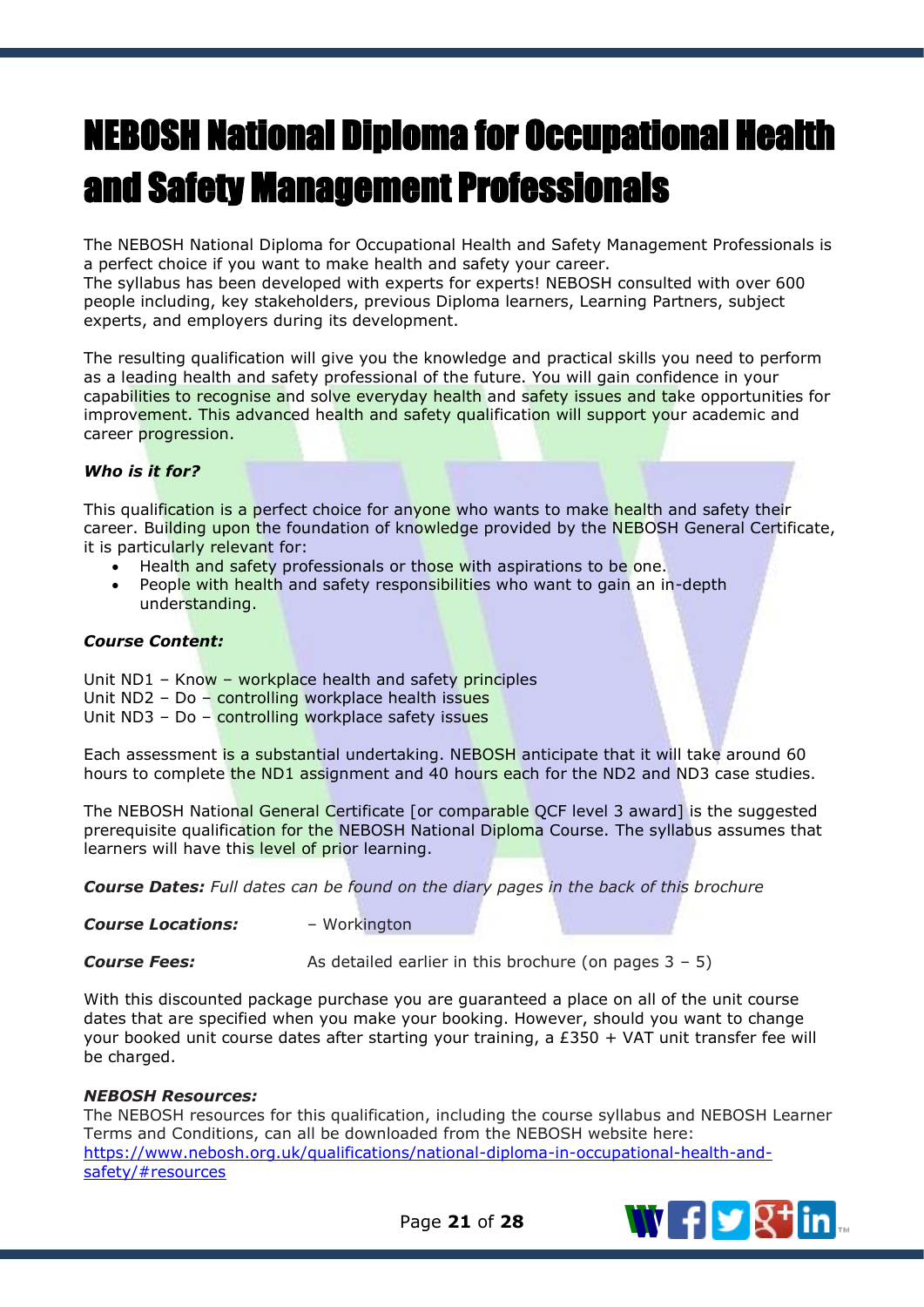# NEBOSH National Diploma for Occupational Health and Safety Management Professionals

The NEBOSH National Diploma for Occupational Health and Safety Management Professionals is a perfect choice if you want to make health and safety your career.
The syllabus has been developed with experts for experts! NEBOSH consulted with over 600 people including, key stakeholders, previous Diploma learners, Learning Partners, subject experts, and employers during its development.

The resulting qualification will give you the knowledge and practical skills you need to perform as a leading health and safety professional of the future. You will gain confidence in your capabilities to recognise and solve everyday health and safety issues and take opportunities for improvement. This advanced health and safety qualification will support your academic and career progression.

***Who is it for?***

This qualification is a perfect choice for anyone who wants to make health and safety their career. Building upon the foundation of knowledge provided by the NEBOSH General Certificate, it is particularly relevant for:

- Health and safety professionals or those with aspirations to be one.
- People with health and safety responsibilities who want to gain an in-depth understanding.

***Course Content:***

Unit ND1 – Know – workplace health and safety principles
Unit ND2 – Do – controlling workplace health issues
Unit ND3 – Do – controlling workplace safety issues

Each assessment is a substantial undertaking. NEBOSH anticipate that it will take around 60 hours to complete the ND1 assignment and 40 hours each for the ND2 and ND3 case studies.

The NEBOSH National General Certificate [or comparable QCF level 3 award] is the suggested prerequisite qualification for the NEBOSH National Diploma Course. The syllabus assumes that learners will have this level of prior learning.

***Course Dates:*** *Full dates can be found on the diary pages in the back of this brochure*

***Course Locations:*** – Workington

***Course Fees:*** As detailed earlier in this brochure (on pages 3 – 5)

With this discounted package purchase you are guaranteed a place on all of the unit course dates that are specified when you make your booking. However, should you want to change your booked unit course dates after starting your training, a £350 + VAT unit transfer fee will be charged.

***NEBOSH Resources:***
The NEBOSH resources for this qualification, including the course syllabus and NEBOSH Learner Terms and Conditions, can all be downloaded from the NEBOSH website here:
[https://www.nebosh.org.uk/qualifications/national-diploma-in-occupational-health-and-safety/#resources](https://www.nebosh.org.uk/qualifications/national-diploma-in-occupational-health-and-safety/#resources)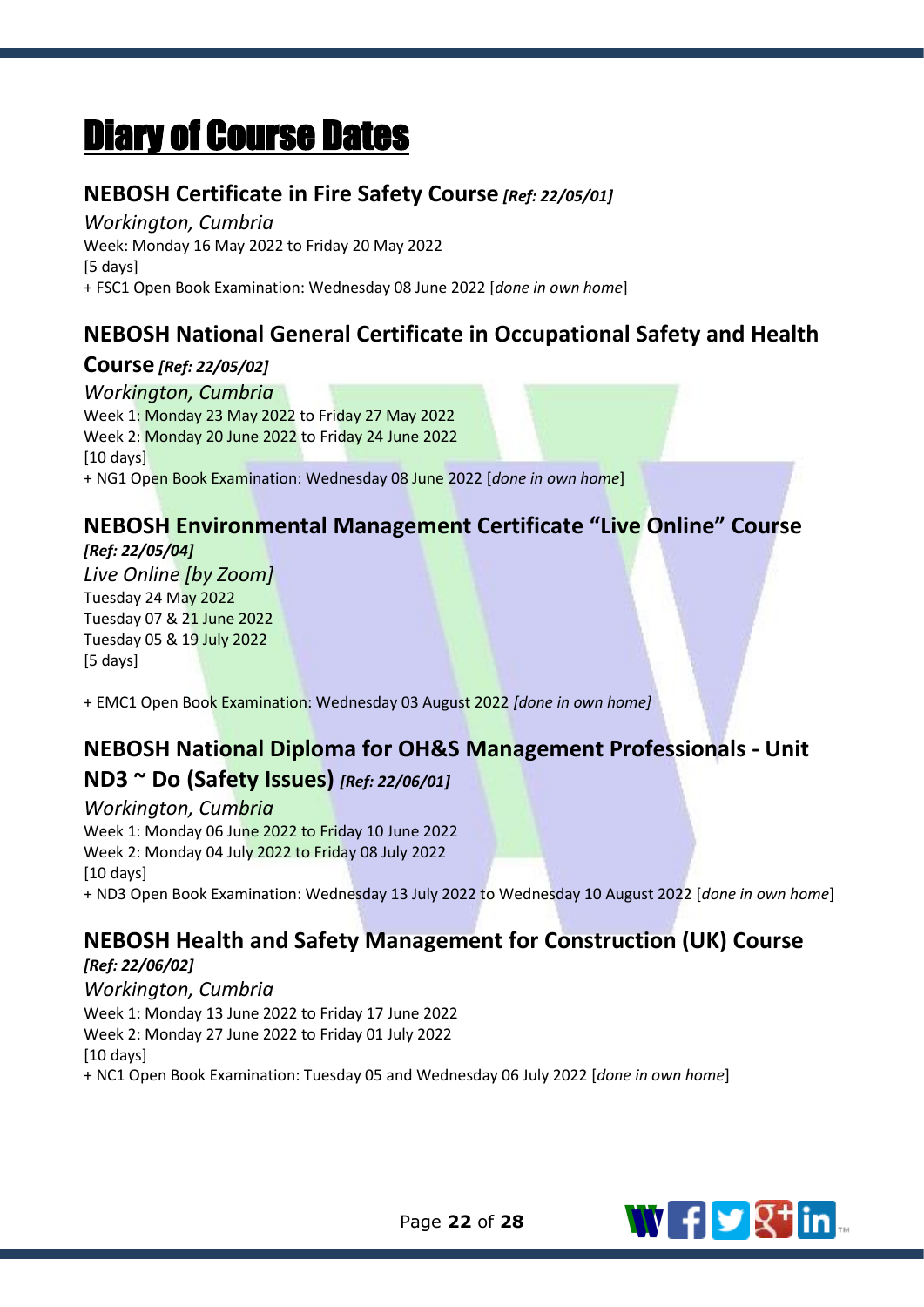# Diary of Course Dates

## NEBOSH Certificate in Fire Safety Course *[Ref: 22/05/01]*

*Workington, Cumbria*
Week: Monday 16 May 2022 to Friday 20 May 2022
[5 days]
+ FSC1 Open Book Examination: Wednesday 08 June 2022 [*done in own home*]

## NEBOSH National General Certificate in Occupational Safety and Health Course *[Ref: 22/05/02]*

*Workington, Cumbria*
Week 1: Monday 23 May 2022 to Friday 27 May 2022
Week 2: Monday 20 June 2022 to Friday 24 June 2022
[10 days]
+ NG1 Open Book Examination: Wednesday 08 June 2022 [*done in own home*]

## NEBOSH Environmental Management Certificate "Live Online" Course *[Ref: 22/05/04]*

*Live Online [by Zoom]*
Tuesday 24 May 2022
Tuesday 07 & 21 June 2022
Tuesday 05 & 19 July 2022
[5 days]

+ EMC1 Open Book Examination: Wednesday 03 August 2022 *[done in own home]*

## NEBOSH National Diploma for OH&S Management Professionals - Unit ND3 ~ Do (Safety Issues) *[Ref: 22/06/01]*

*Workington, Cumbria*
Week 1: Monday 06 June 2022 to Friday 10 June 2022
Week 2: Monday 04 July 2022 to Friday 08 July 2022
[10 days]
+ ND3 Open Book Examination: Wednesday 13 July 2022 to Wednesday 10 August 2022 [*done in own home*]

## NEBOSH Health and Safety Management for Construction (UK) Course *[Ref: 22/06/02]*

*Workington, Cumbria*
Week 1: Monday 13 June 2022 to Friday 17 June 2022
Week 2: Monday 27 June 2022 to Friday 01 July 2022
[10 days]
+ NC1 Open Book Examination: Tuesday 05 and Wednesday 06 July 2022 [*done in own home*]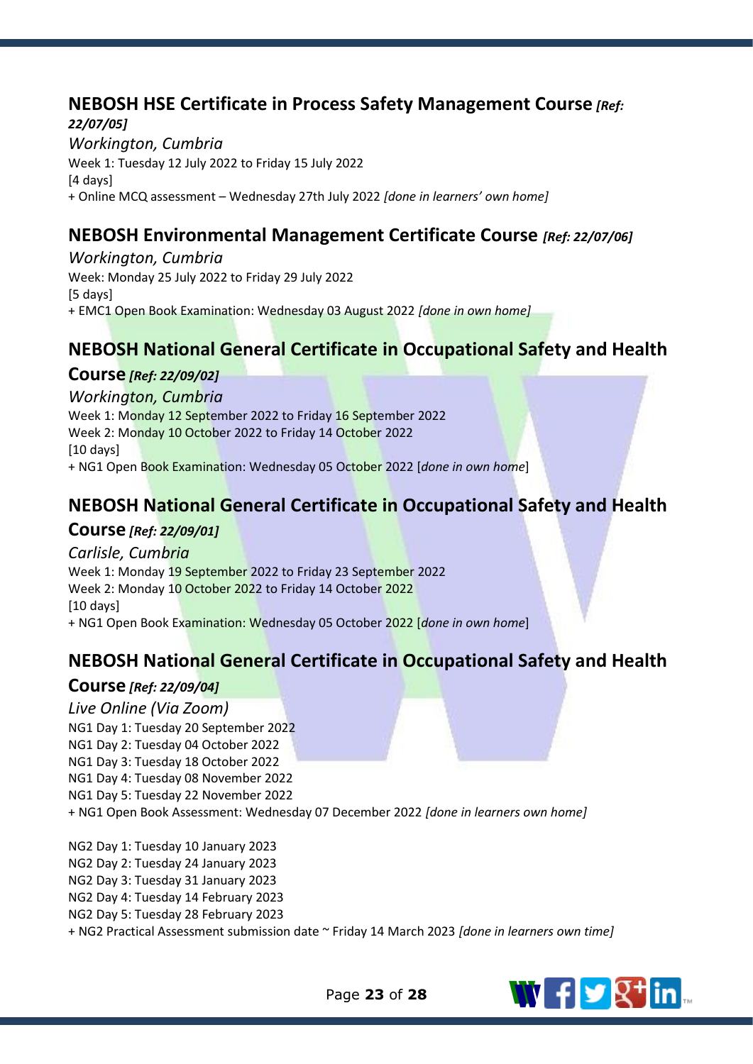## NEBOSH HSE Certificate in Process Safety Management Course *[Ref: 22/07/05]*

*Workington, Cumbria*

Week 1: Tuesday 12 July 2022 to Friday 15 July 2022

[4 days]

+ Online MCQ assessment – Wednesday 27th July 2022 *[done in learners' own home]*

## NEBOSH Environmental Management Certificate Course *[Ref: 22/07/06]*

*Workington, Cumbria*

Week: Monday 25 July 2022 to Friday 29 July 2022

[5 days]

+ EMC1 Open Book Examination: Wednesday 03 August 2022 *[done in own home]*

## NEBOSH National General Certificate in Occupational Safety and Health Course *[Ref: 22/09/02]*

*Workington, Cumbria*

Week 1: Monday 12 September 2022 to Friday 16 September 2022

Week 2: Monday 10 October 2022 to Friday 14 October 2022

[10 days]

+ NG1 Open Book Examination: Wednesday 05 October 2022 [*done in own home*]

## NEBOSH National General Certificate in Occupational Safety and Health Course *[Ref: 22/09/01]*

*Carlisle, Cumbria*

Week 1: Monday 19 September 2022 to Friday 23 September 2022

Week 2: Monday 10 October 2022 to Friday 14 October 2022

[10 days]

+ NG1 Open Book Examination: Wednesday 05 October 2022 [*done in own home*]

## NEBOSH National General Certificate in Occupational Safety and Health Course *[Ref: 22/09/04]*

*Live Online (Via Zoom)*

NG1 Day 1: Tuesday 20 September 2022

NG1 Day 2: Tuesday 04 October 2022

NG1 Day 3: Tuesday 18 October 2022

NG1 Day 4: Tuesday 08 November 2022

NG1 Day 5: Tuesday 22 November 2022

+ NG1 Open Book Assessment: Wednesday 07 December 2022 *[done in learners own home]*

NG2 Day 1: Tuesday 10 January 2023

NG2 Day 2: Tuesday 24 January 2023

NG2 Day 3: Tuesday 31 January 2023

NG2 Day 4: Tuesday 14 February 2023

NG2 Day 5: Tuesday 28 February 2023

+ NG2 Practical Assessment submission date ~ Friday 14 March 2023 *[done in learners own time]*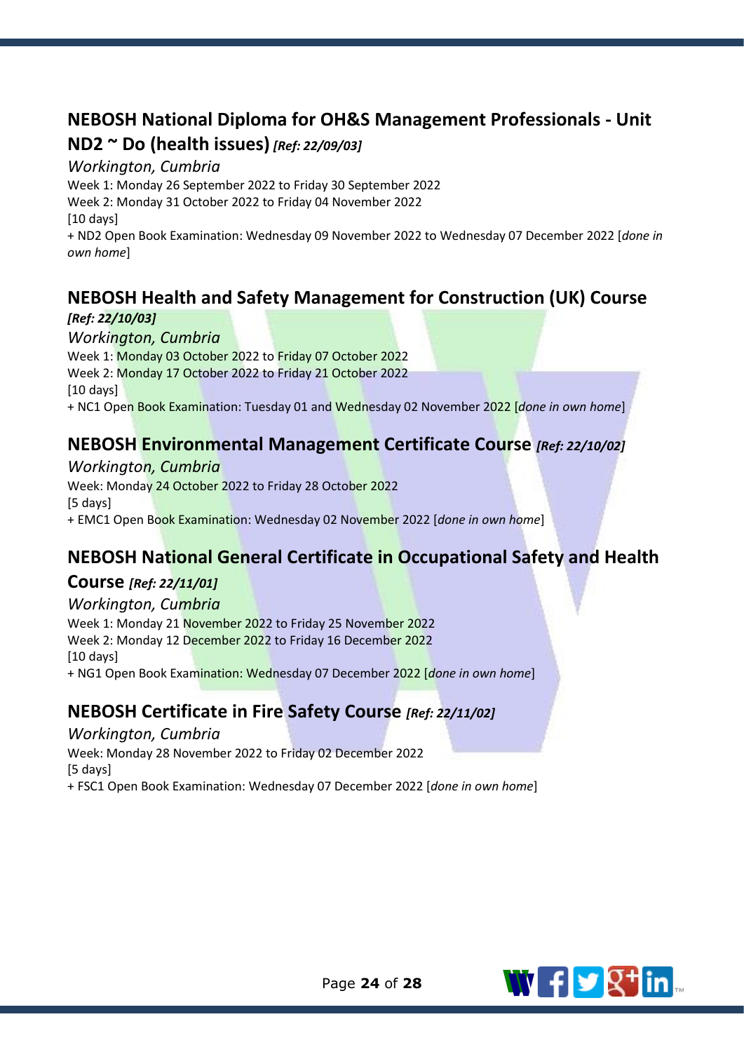## NEBOSH National Diploma for OH&S Management Professionals - Unit ND2 ~ Do (health issues) *[Ref: 22/09/03]*

*Workington, Cumbria*

Week 1: Monday 26 September 2022 to Friday 30 September 2022
Week 2: Monday 31 October 2022 to Friday 04 November 2022
[10 days]
+ ND2 Open Book Examination: Wednesday 09 November 2022 to Wednesday 07 December 2022 [*done in own home*]

## NEBOSH Health and Safety Management for Construction (UK) Course *[Ref: 22/10/03]*

*Workington, Cumbria*

Week 1: Monday 03 October 2022 to Friday 07 October 2022
Week 2: Monday 17 October 2022 to Friday 21 October 2022
[10 days]
+ NC1 Open Book Examination: Tuesday 01 and Wednesday 02 November 2022 [*done in own home*]

## NEBOSH Environmental Management Certificate Course *[Ref: 22/10/02]*

*Workington, Cumbria*

Week: Monday 24 October 2022 to Friday 28 October 2022
[5 days]
+ EMC1 Open Book Examination: Wednesday 02 November 2022 [*done in own home*]

## NEBOSH National General Certificate in Occupational Safety and Health Course *[Ref: 22/11/01]*

*Workington, Cumbria*

Week 1: Monday 21 November 2022 to Friday 25 November 2022
Week 2: Monday 12 December 2022 to Friday 16 December 2022
[10 days]
+ NG1 Open Book Examination: Wednesday 07 December 2022 [*done in own home*]

## NEBOSH Certificate in Fire Safety Course *[Ref: 22/11/02]*

*Workington, Cumbria*

Week: Monday 28 November 2022 to Friday 02 December 2022
[5 days]
+ FSC1 Open Book Examination: Wednesday 07 December 2022 [*done in own home*]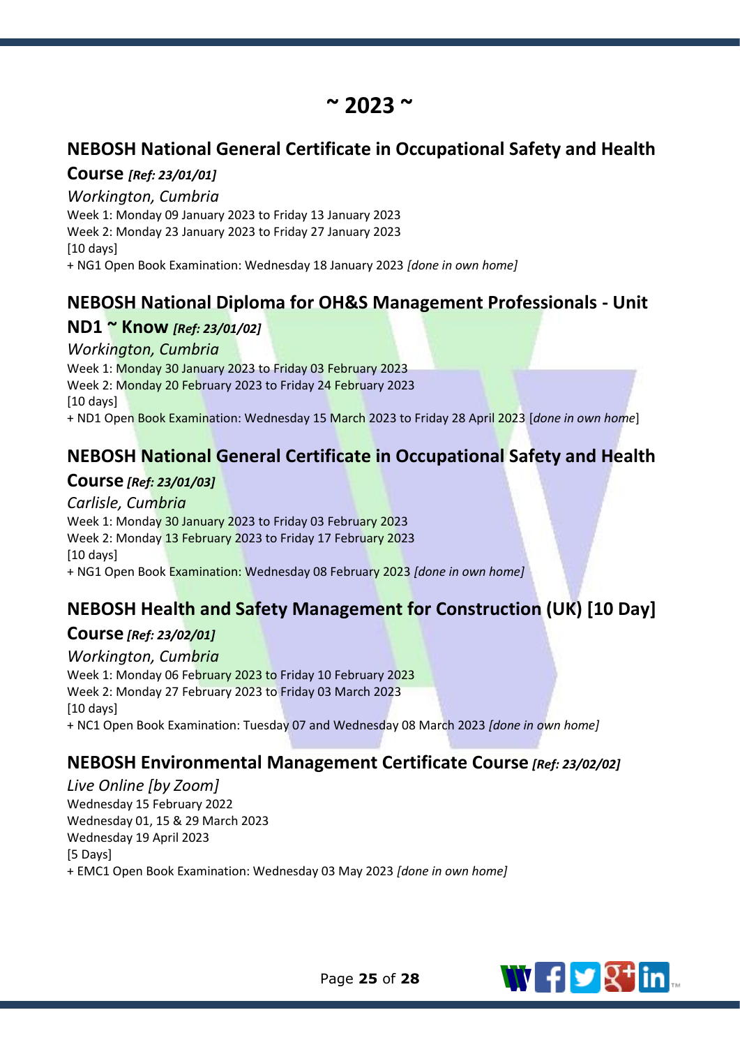# ~ 2023 ~

## NEBOSH National General Certificate in Occupational Safety and Health Course *[Ref: 23/01/01]*

*Workington, Cumbria*

Week 1: Monday 09 January 2023 to Friday 13 January 2023
Week 2: Monday 23 January 2023 to Friday 27 January 2023
[10 days]
+ NG1 Open Book Examination: Wednesday 18 January 2023 *[done in own home]*

## NEBOSH National Diploma for OH&S Management Professionals - Unit ND1 ~ Know *[Ref: 23/01/02]*

*Workington, Cumbria*

Week 1: Monday 30 January 2023 to Friday 03 February 2023
Week 2: Monday 20 February 2023 to Friday 24 February 2023
[10 days]
+ ND1 Open Book Examination: Wednesday 15 March 2023 to Friday 28 April 2023 [*done in own home*]

## NEBOSH National General Certificate in Occupational Safety and Health Course *[Ref: 23/01/03]*

*Carlisle, Cumbria*

Week 1: Monday 30 January 2023 to Friday 03 February 2023
Week 2: Monday 13 February 2023 to Friday 17 February 2023
[10 days]
+ NG1 Open Book Examination: Wednesday 08 February 2023 *[done in own home]*

## NEBOSH Health and Safety Management for Construction (UK) [10 Day] Course *[Ref: 23/02/01]*

*Workington, Cumbria*

Week 1: Monday 06 February 2023 to Friday 10 February 2023
Week 2: Monday 27 February 2023 to Friday 03 March 2023
[10 days]
+ NC1 Open Book Examination: Tuesday 07 and Wednesday 08 March 2023 *[done in own home]*

## NEBOSH Environmental Management Certificate Course *[Ref: 23/02/02]*

*Live Online [by Zoom]*

Wednesday 15 February 2022
Wednesday 01, 15 & 29 March 2023
Wednesday 19 April 2023
[5 Days]
+ EMC1 Open Book Examination: Wednesday 03 May 2023 *[done in own home]*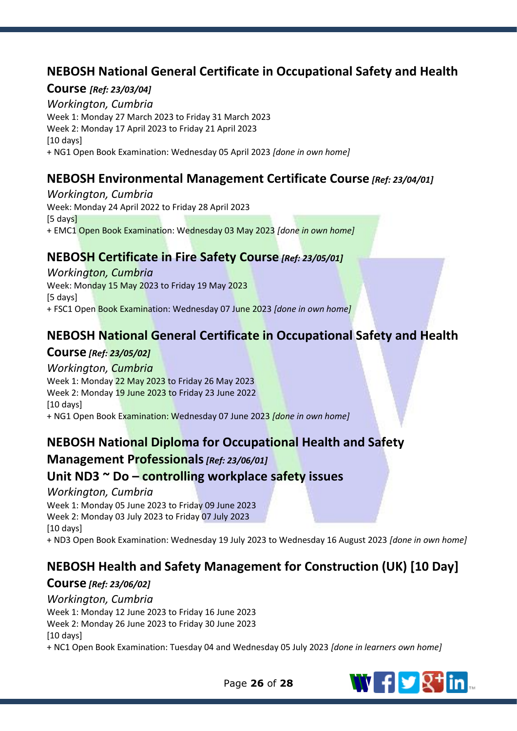## NEBOSH National General Certificate in Occupational Safety and Health Course *[Ref: 23/03/04]*

*Workington, Cumbria*
Week 1: Monday 27 March 2023 to Friday 31 March 2023
Week 2: Monday 17 April 2023 to Friday 21 April 2023
[10 days]
+ NG1 Open Book Examination: Wednesday 05 April 2023 *[done in own home]*

## NEBOSH Environmental Management Certificate Course *[Ref: 23/04/01]*

*Workington, Cumbria*
Week: Monday 24 April 2022 to Friday 28 April 2023
[5 days]
+ EMC1 Open Book Examination: Wednesday 03 May 2023 *[done in own home]*

## NEBOSH Certificate in Fire Safety Course *[Ref: 23/05/01]*

*Workington, Cumbria*
Week: Monday 15 May 2023 to Friday 19 May 2023
[5 days]
+ FSC1 Open Book Examination: Wednesday 07 June 2023 *[done in own home]*

## NEBOSH National General Certificate in Occupational Safety and Health Course *[Ref: 23/05/02]*

*Workington, Cumbria*
Week 1: Monday 22 May 2023 to Friday 26 May 2023
Week 2: Monday 19 June 2023 to Friday 23 June 2022
[10 days]
+ NG1 Open Book Examination: Wednesday 07 June 2023 *[done in own home]*

## NEBOSH National Diploma for Occupational Health and Safety Management Professionals *[Ref: 23/06/01]*

## Unit ND3 ~ Do – controlling workplace safety issues

*Workington, Cumbria*
Week 1: Monday 05 June 2023 to Friday 09 June 2023
Week 2: Monday 03 July 2023 to Friday 07 July 2023
[10 days]
+ ND3 Open Book Examination: Wednesday 19 July 2023 to Wednesday 16 August 2023 *[done in own home]*

## NEBOSH Health and Safety Management for Construction (UK) [10 Day] Course *[Ref: 23/06/02]*

*Workington, Cumbria*
Week 1: Monday 12 June 2023 to Friday 16 June 2023
Week 2: Monday 26 June 2023 to Friday 30 June 2023
[10 days]
+ NC1 Open Book Examination: Tuesday 04 and Wednesday 05 July 2023 *[done in learners own home]*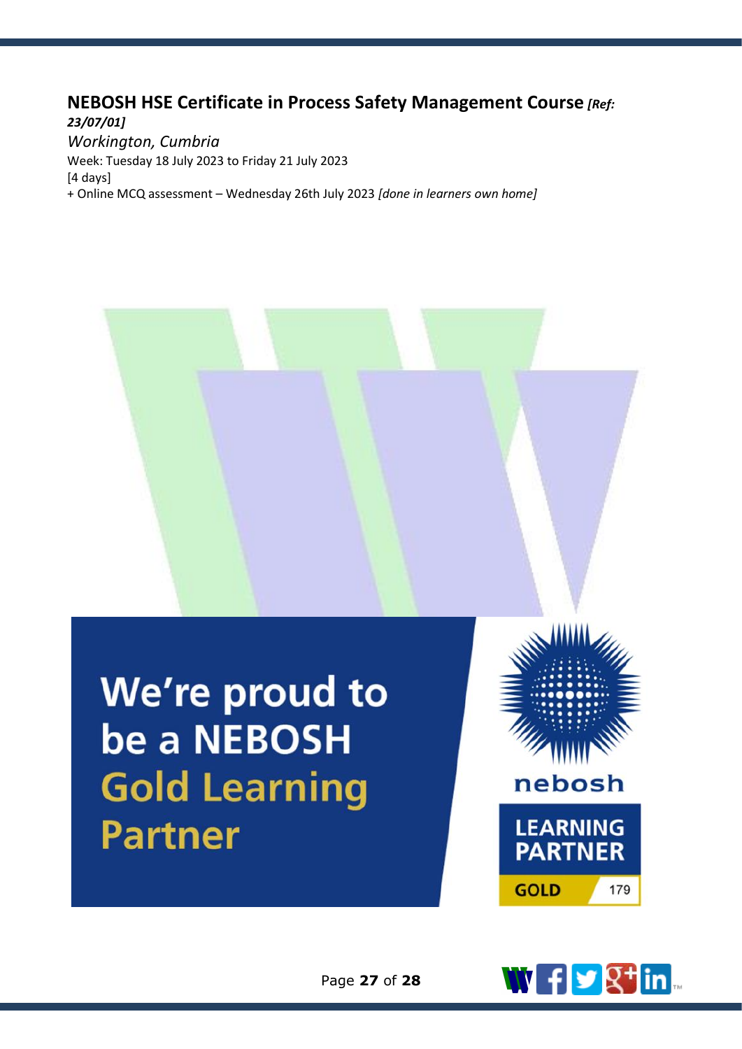## NEBOSH HSE Certificate in Process Safety Management Course *[Ref: 23/07/01]*

*Workington, Cumbria*

Week: Tuesday 18 July 2023 to Friday 21 July 2023

[4 days]

+ Online MCQ assessment – Wednesday 26th July 2023 *[done in learners own home]*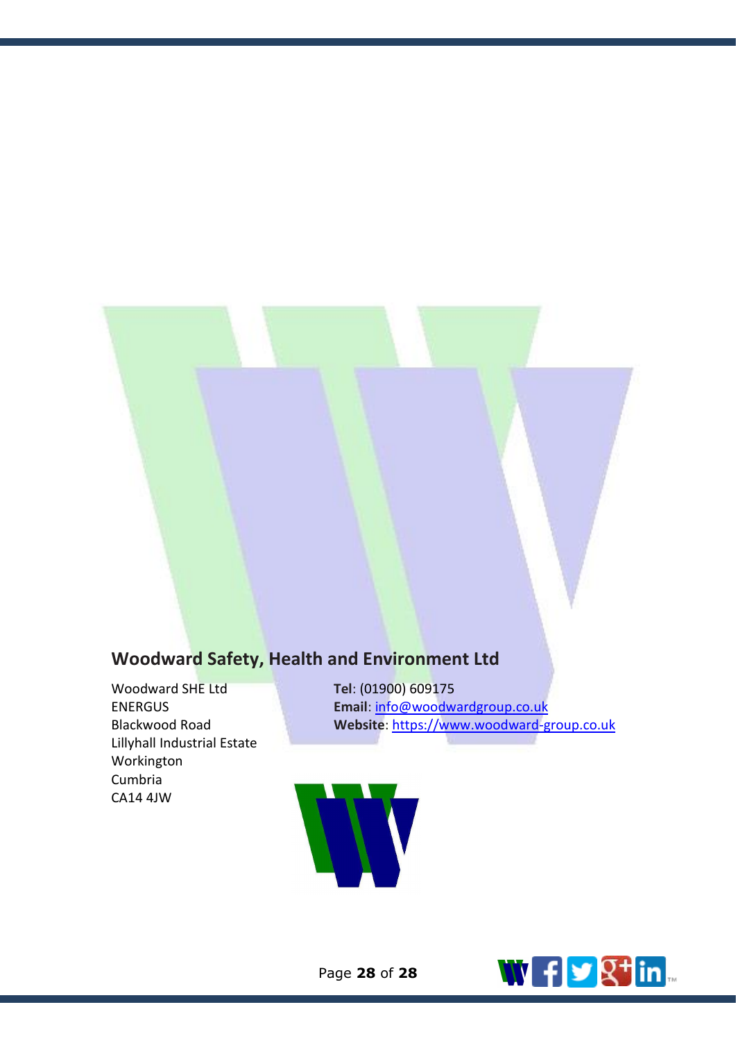## Woodward Safety, Health and Environment Ltd

Woodward SHE Ltd
ENERGUS
Blackwood Road
Lillyhall Industrial Estate
Workington
Cumbria
CA14 4JW

**Tel**: (01900) 609175
**Email**: info@woodwardgroup.co.uk
**Website**: https://www.woodward-group.co.uk